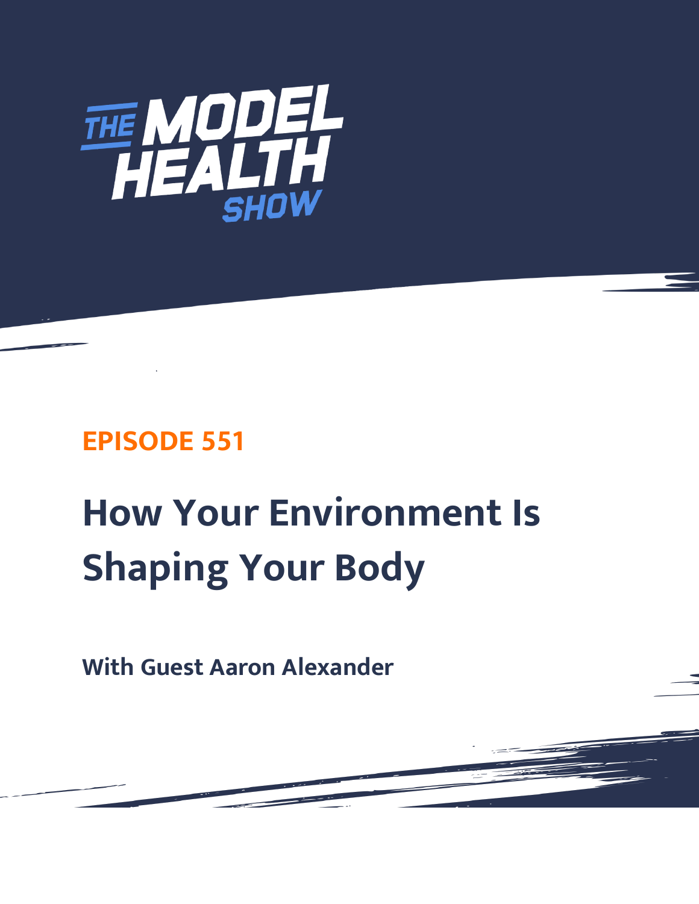THE MODEL HEALTH SHOW

**EPISODE 551**

# How Your Environment Is Shaping Your Body

**With Guest Aaron Alexander**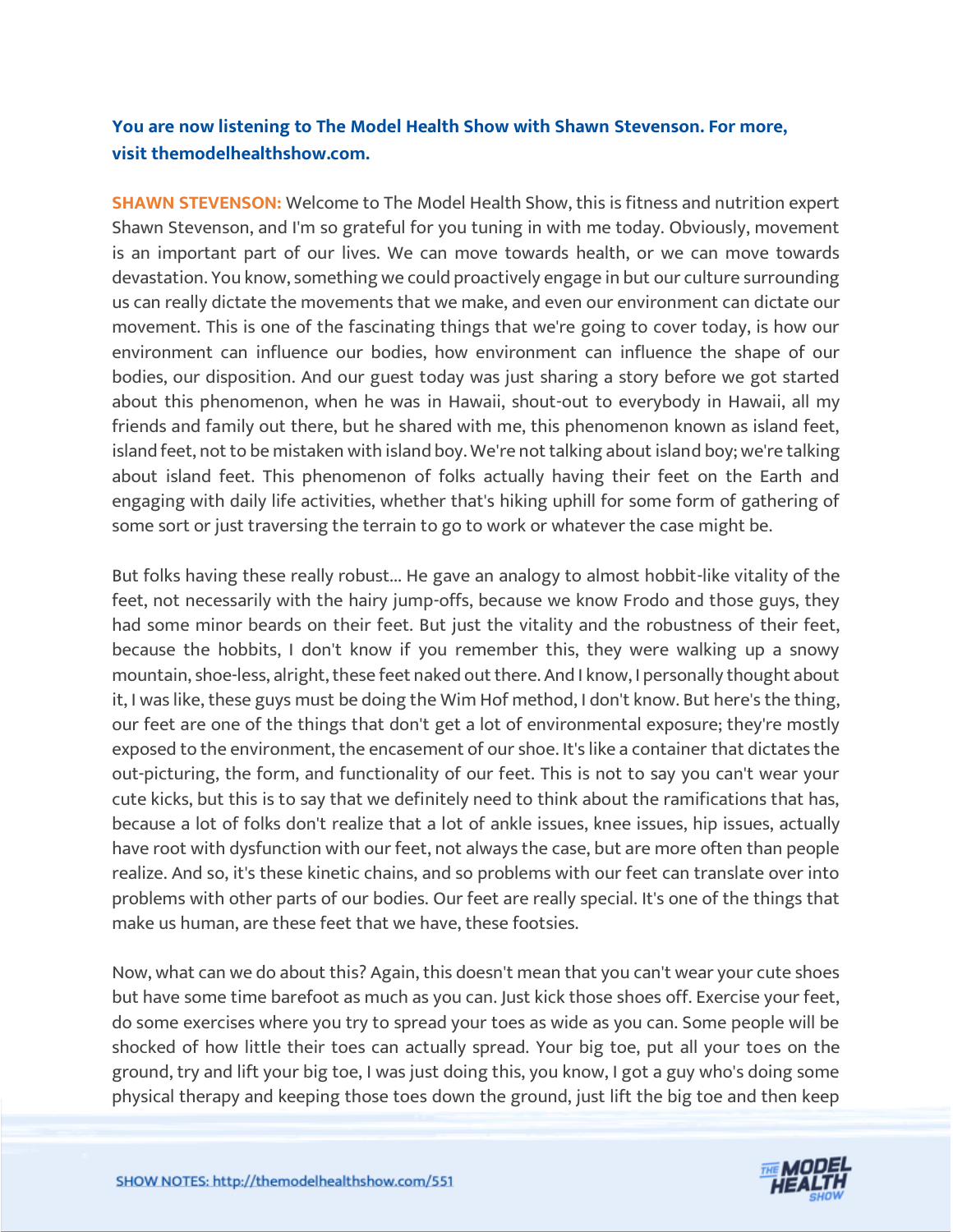**You are now listening to The Model Health Show with Shawn Stevenson. For more, visit themodelhealthshow.com.**

**SHAWN STEVENSON:** Welcome to The Model Health Show, this is fitness and nutrition expert Shawn Stevenson, and I'm so grateful for you tuning in with me today. Obviously, movement is an important part of our lives. We can move towards health, or we can move towards devastation. You know, something we could proactively engage in but our culture surrounding us can really dictate the movements that we make, and even our environment can dictate our movement. This is one of the fascinating things that we're going to cover today, is how our environment can influence our bodies, how environment can influence the shape of our bodies, our disposition. And our guest today was just sharing a story before we got started about this phenomenon, when he was in Hawaii, shout-out to everybody in Hawaii, all my friends and family out there, but he shared with me, this phenomenon known as island feet, island feet, not to be mistaken with island boy. We're not talking about island boy; we're talking about island feet. This phenomenon of folks actually having their feet on the Earth and engaging with daily life activities, whether that's hiking uphill for some form of gathering of some sort or just traversing the terrain to go to work or whatever the case might be.

But folks having these really robust... He gave an analogy to almost hobbit-like vitality of the feet, not necessarily with the hairy jump-offs, because we know Frodo and those guys, they had some minor beards on their feet. But just the vitality and the robustness of their feet, because the hobbits, I don't know if you remember this, they were walking up a snowy mountain, shoe-less, alright, these feet naked out there. And I know, I personally thought about it, I was like, these guys must be doing the Wim Hof method, I don't know. But here's the thing, our feet are one of the things that don't get a lot of environmental exposure; they're mostly exposed to the environment, the encasement of our shoe. It's like a container that dictates the out-picturing, the form, and functionality of our feet. This is not to say you can't wear your cute kicks, but this is to say that we definitely need to think about the ramifications that has, because a lot of folks don't realize that a lot of ankle issues, knee issues, hip issues, actually have root with dysfunction with our feet, not always the case, but are more often than people realize. And so, it's these kinetic chains, and so problems with our feet can translate over into problems with other parts of our bodies. Our feet are really special. It's one of the things that make us human, are these feet that we have, these footsies.

Now, what can we do about this? Again, this doesn't mean that you can't wear your cute shoes but have some time barefoot as much as you can. Just kick those shoes off. Exercise your feet, do some exercises where you try to spread your toes as wide as you can. Some people will be shocked of how little their toes can actually spread. Your big toe, put all your toes on the ground, try and lift your big toe, I was just doing this, you know, I got a guy who's doing some physical therapy and keeping those toes down the ground, just lift the big toe and then keep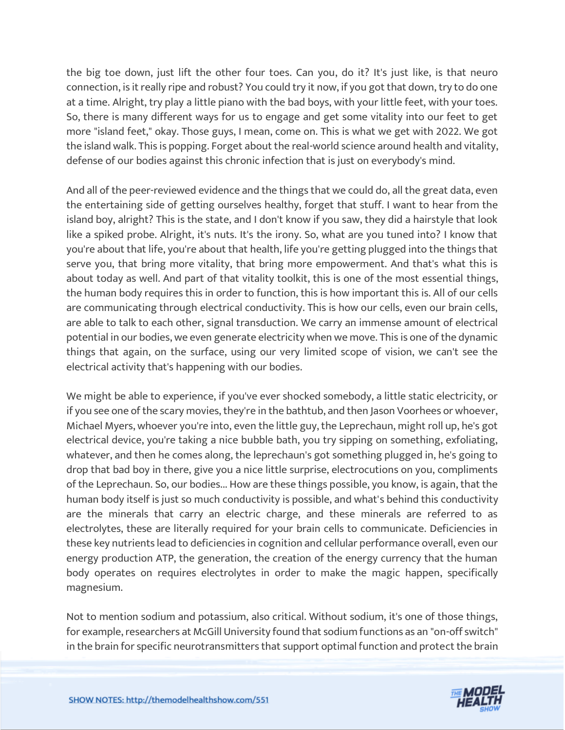the big toe down, just lift the other four toes. Can you, do it? It's just like, is that neuro connection, is it really ripe and robust? You could try it now, if you got that down, try to do one at a time. Alright, try play a little piano with the bad boys, with your little feet, with your toes. So, there is many different ways for us to engage and get some vitality into our feet to get more "island feet," okay. Those guys, I mean, come on. This is what we get with 2022. We got the island walk. This is popping. Forget about the real-world science around health and vitality, defense of our bodies against this chronic infection that is just on everybody's mind.

And all of the peer-reviewed evidence and the things that we could do, all the great data, even the entertaining side of getting ourselves healthy, forget that stuff. I want to hear from the island boy, alright? This is the state, and I don't know if you saw, they did a hairstyle that look like a spiked probe. Alright, it's nuts. It's the irony. So, what are you tuned into? I know that you're about that life, you're about that health, life you're getting plugged into the things that serve you, that bring more vitality, that bring more empowerment. And that's what this is about today as well. And part of that vitality toolkit, this is one of the most essential things, the human body requires this in order to function, this is how important this is. All of our cells are communicating through electrical conductivity. This is how our cells, even our brain cells, are able to talk to each other, signal transduction. We carry an immense amount of electrical potential in our bodies, we even generate electricity when we move. This is one of the dynamic things that again, on the surface, using our very limited scope of vision, we can't see the electrical activity that's happening with our bodies.

We might be able to experience, if you've ever shocked somebody, a little static electricity, or if you see one of the scary movies, they're in the bathtub, and then Jason Voorhees or whoever, Michael Myers, whoever you're into, even the little guy, the Leprechaun, might roll up, he's got electrical device, you're taking a nice bubble bath, you try sipping on something, exfoliating, whatever, and then he comes along, the leprechaun's got something plugged in, he's going to drop that bad boy in there, give you a nice little surprise, electrocutions on you, compliments of the Leprechaun. So, our bodies... How are these things possible, you know, is again, that the human body itself is just so much conductivity is possible, and what's behind this conductivity are the minerals that carry an electric charge, and these minerals are referred to as electrolytes, these are literally required for your brain cells to communicate. Deficiencies in these key nutrients lead to deficiencies in cognition and cellular performance overall, even our energy production ATP, the generation, the creation of the energy currency that the human body operates on requires electrolytes in order to make the magic happen, specifically magnesium.

Not to mention sodium and potassium, also critical. Without sodium, it's one of those things, for example, researchers at McGill University found that sodium functions as an "on-off switch" in the brain for specific neurotransmitters that support optimal function and protect the brain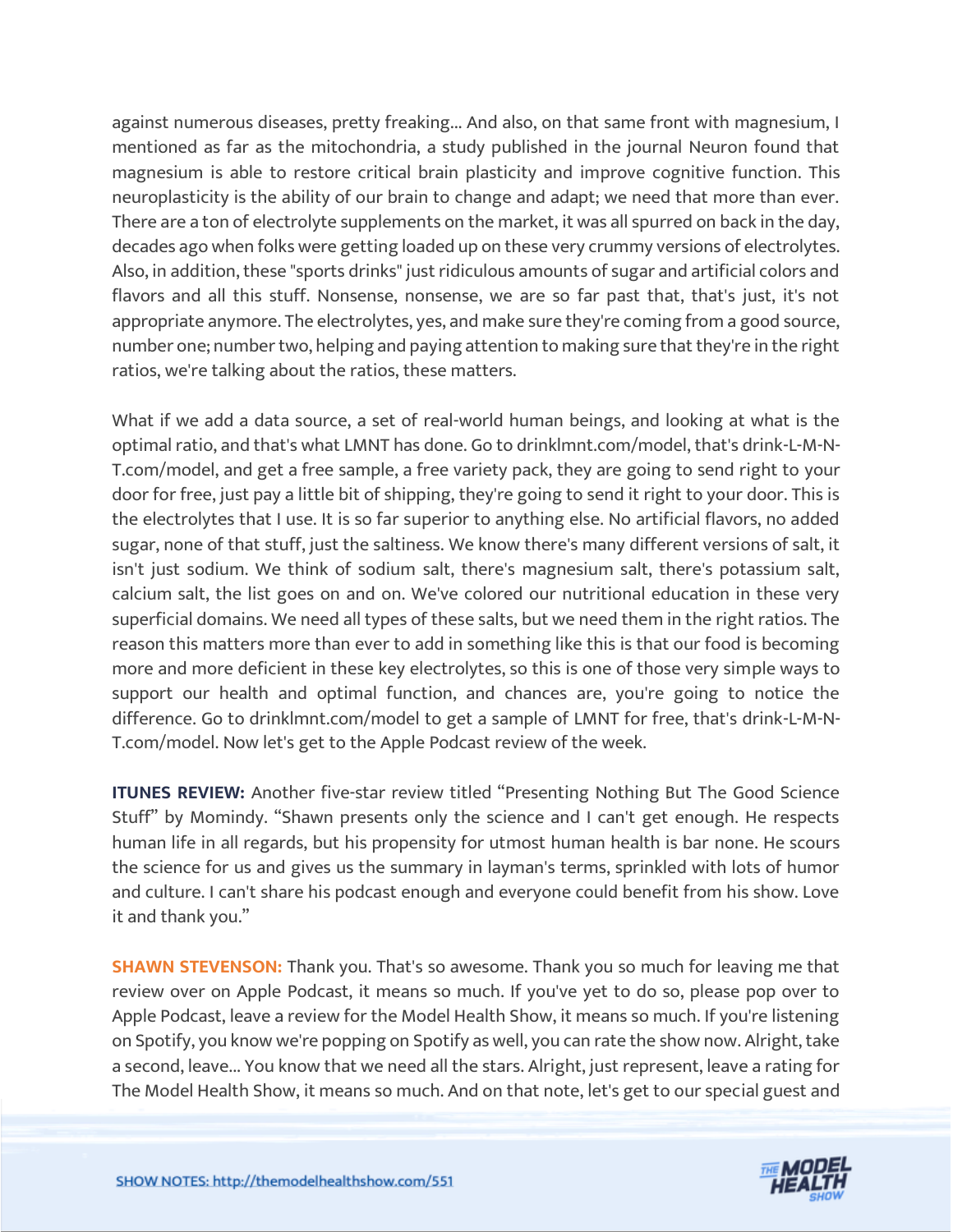against numerous diseases, pretty freaking... And also, on that same front with magnesium, I mentioned as far as the mitochondria, a study published in the journal Neuron found that magnesium is able to restore critical brain plasticity and improve cognitive function. This neuroplasticity is the ability of our brain to change and adapt; we need that more than ever. There are a ton of electrolyte supplements on the market, it was all spurred on back in the day, decades ago when folks were getting loaded up on these very crummy versions of electrolytes. Also, in addition, these "sports drinks" just ridiculous amounts of sugar and artificial colors and flavors and all this stuff. Nonsense, nonsense, we are so far past that, that's just, it's not appropriate anymore. The electrolytes, yes, and make sure they're coming from a good source, number one; number two, helping and paying attention to making sure that they're in the right ratios, we're talking about the ratios, these matters.

What if we add a data source, a set of real-world human beings, and looking at what is the optimal ratio, and that's what LMNT has done. Go to drinklmnt.com/model, that's drink-L-M-N-T.com/model, and get a free sample, a free variety pack, they are going to send right to your door for free, just pay a little bit of shipping, they're going to send it right to your door. This is the electrolytes that I use. It is so far superior to anything else. No artificial flavors, no added sugar, none of that stuff, just the saltiness. We know there's many different versions of salt, it isn't just sodium. We think of sodium salt, there's magnesium salt, there's potassium salt, calcium salt, the list goes on and on. We've colored our nutritional education in these very superficial domains. We need all types of these salts, but we need them in the right ratios. The reason this matters more than ever to add in something like this is that our food is becoming more and more deficient in these key electrolytes, so this is one of those very simple ways to support our health and optimal function, and chances are, you're going to notice the difference. Go to drinklmnt.com/model to get a sample of LMNT for free, that's drink-L-M-N-T.com/model. Now let's get to the Apple Podcast review of the week.

**ITUNES REVIEW:** Another five-star review titled "Presenting Nothing But The Good Science Stuff" by Momindy. "Shawn presents only the science and I can't get enough. He respects human life in all regards, but his propensity for utmost human health is bar none. He scours the science for us and gives us the summary in layman's terms, sprinkled with lots of humor and culture. I can't share his podcast enough and everyone could benefit from his show. Love it and thank you."

**SHAWN STEVENSON:** Thank you. That's so awesome. Thank you so much for leaving me that review over on Apple Podcast, it means so much. If you've yet to do so, please pop over to Apple Podcast, leave a review for the Model Health Show, it means so much. If you're listening on Spotify, you know we're popping on Spotify as well, you can rate the show now. Alright, take a second, leave... You know that we need all the stars. Alright, just represent, leave a rating for The Model Health Show, it means so much. And on that note, let's get to our special guest and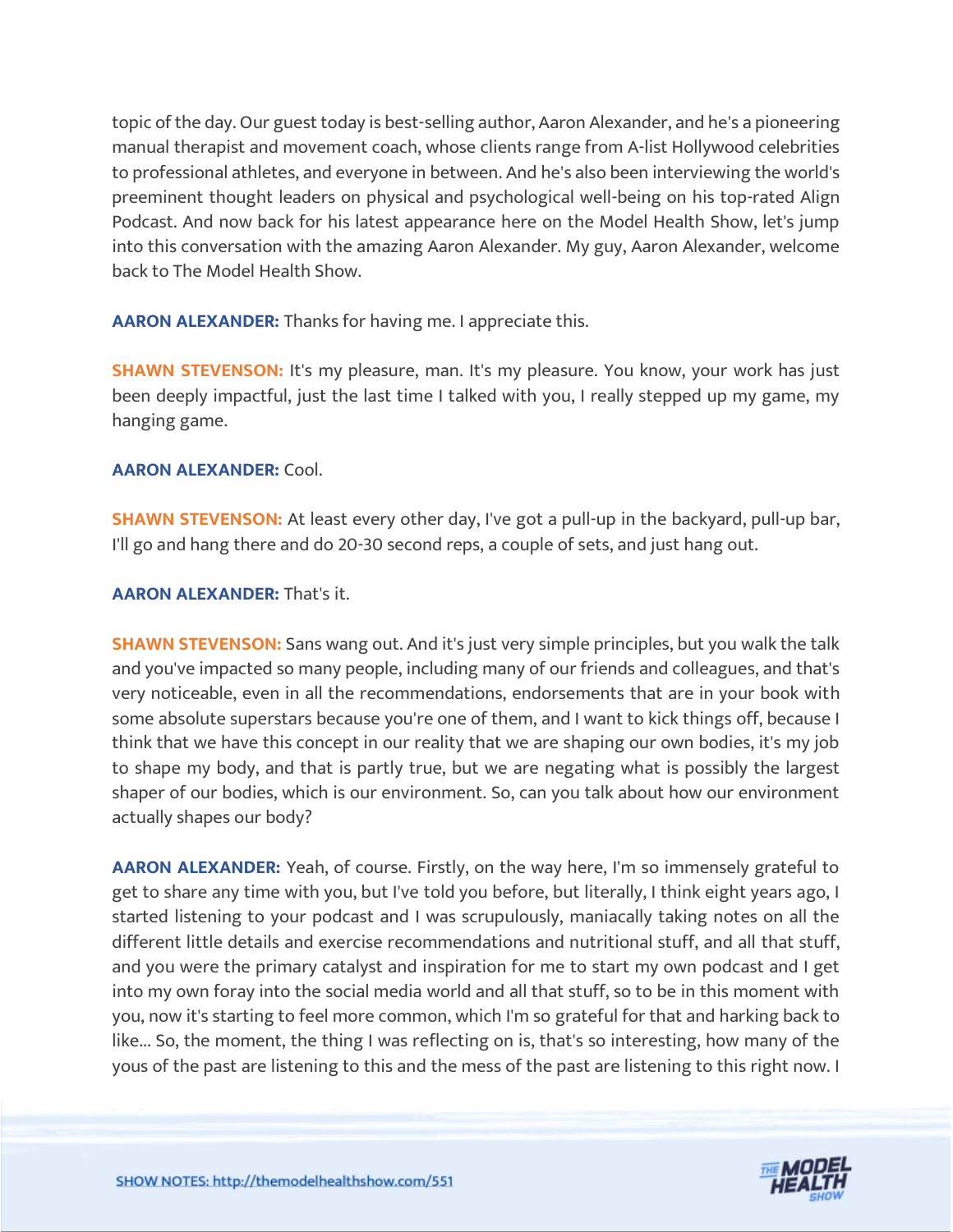topic of the day. Our guest today is best-selling author, Aaron Alexander, and he's a pioneering manual therapist and movement coach, whose clients range from A-list Hollywood celebrities to professional athletes, and everyone in between. And he's also been interviewing the world's preeminent thought leaders on physical and psychological well-being on his top-rated Align Podcast. And now back for his latest appearance here on the Model Health Show, let's jump into this conversation with the amazing Aaron Alexander. My guy, Aaron Alexander, welcome back to The Model Health Show.

**AARON ALEXANDER:** Thanks for having me. I appreciate this.

**SHAWN STEVENSON:** It's my pleasure, man. It's my pleasure. You know, your work has just been deeply impactful, just the last time I talked with you, I really stepped up my game, my hanging game.

**AARON ALEXANDER:** Cool.

**SHAWN STEVENSON:** At least every other day, I've got a pull-up in the backyard, pull-up bar, I'll go and hang there and do 20-30 second reps, a couple of sets, and just hang out.

**AARON ALEXANDER:** That's it.

**SHAWN STEVENSON:** Sans wang out. And it's just very simple principles, but you walk the talk and you've impacted so many people, including many of our friends and colleagues, and that's very noticeable, even in all the recommendations, endorsements that are in your book with some absolute superstars because you're one of them, and I want to kick things off, because I think that we have this concept in our reality that we are shaping our own bodies, it's my job to shape my body, and that is partly true, but we are negating what is possibly the largest shaper of our bodies, which is our environment. So, can you talk about how our environment actually shapes our body?

**AARON ALEXANDER:** Yeah, of course. Firstly, on the way here, I'm so immensely grateful to get to share any time with you, but I've told you before, but literally, I think eight years ago, I started listening to your podcast and I was scrupulously, maniacally taking notes on all the different little details and exercise recommendations and nutritional stuff, and all that stuff, and you were the primary catalyst and inspiration for me to start my own podcast and I get into my own foray into the social media world and all that stuff, so to be in this moment with you, now it's starting to feel more common, which I'm so grateful for that and harking back to like... So, the moment, the thing I was reflecting on is, that's so interesting, how many of the yous of the past are listening to this and the mes of the past are listening to this right now. I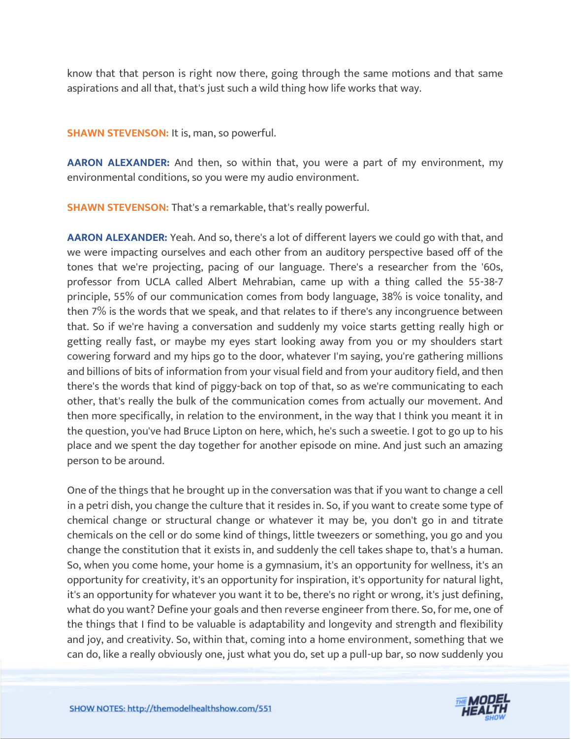know that that person is right now there, going through the same motions and that same aspirations and all that, that's just such a wild thing how life works that way.

**SHAWN STEVENSON:** It is, man, so powerful.

**AARON ALEXANDER:** And then, so within that, you were a part of my environment, my environmental conditions, so you were my audio environment.

**SHAWN STEVENSON:** That's a remarkable, that's really powerful.

**AARON ALEXANDER:** Yeah. And so, there's a lot of different layers we could go with that, and we were impacting ourselves and each other from an auditory perspective based off of the tones that we're projecting, pacing of our language. There's a researcher from the '60s, professor from UCLA called Albert Mehrabian, came up with a thing called the 55-38-7 principle, 55% of our communication comes from body language, 38% is voice tonality, and then 7% is the words that we speak, and that relates to if there's any incongruence between that. So if we're having a conversation and suddenly my voice starts getting really high or getting really fast, or maybe my eyes start looking away from you or my shoulders start cowering forward and my hips go to the door, whatever I'm saying, you're gathering millions and billions of bits of information from your visual field and from your auditory field, and then there's the words that kind of piggy-back on top of that, so as we're communicating to each other, that's really the bulk of the communication comes from actually our movement. And then more specifically, in relation to the environment, in the way that I think you meant it in the question, you've had Bruce Lipton on here, which, he's such a sweetie. I got to go up to his place and we spent the day together for another episode on mine. And just such an amazing person to be around.

One of the things that he brought up in the conversation was that if you want to change a cell in a petri dish, you change the culture that it resides in. So, if you want to create some type of chemical change or structural change or whatever it may be, you don't go in and titrate chemicals on the cell or do some kind of things, little tweezers or something, you go and you change the constitution that it exists in, and suddenly the cell takes shape to, that's a human. So, when you come home, your home is a gymnasium, it's an opportunity for wellness, it's an opportunity for creativity, it's an opportunity for inspiration, it's opportunity for natural light, it's an opportunity for whatever you want it to be, there's no right or wrong, it's just defining, what do you want? Define your goals and then reverse engineer from there. So, for me, one of the things that I find to be valuable is adaptability and longevity and strength and flexibility and joy, and creativity. So, within that, coming into a home environment, something that we can do, like a really obviously one, just what you do, set up a pull-up bar, so now suddenly you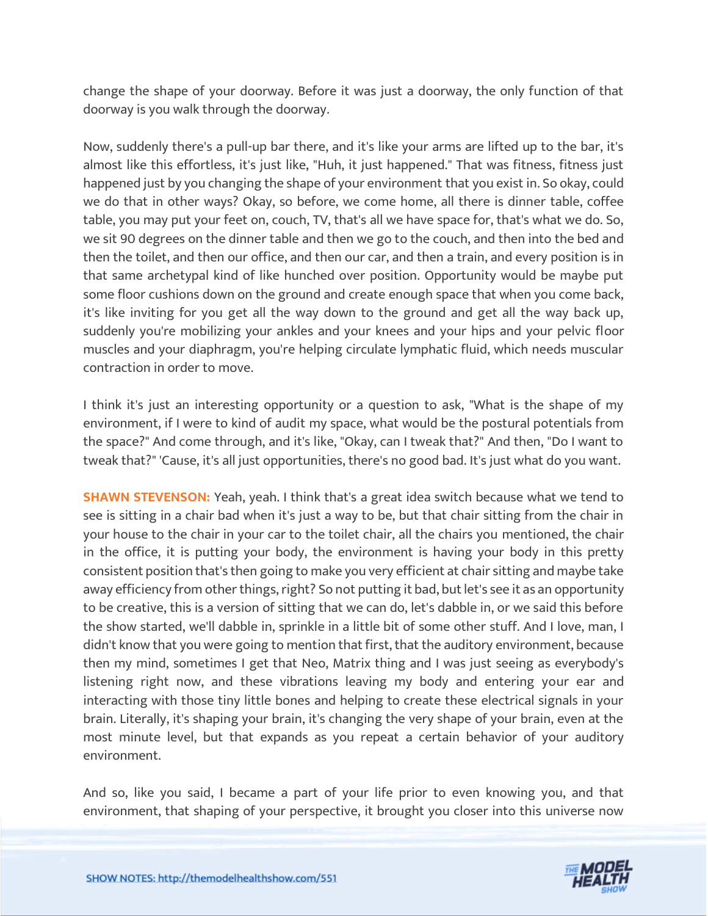change the shape of your doorway. Before it was just a doorway, the only function of that doorway is you walk through the doorway.

Now, suddenly there's a pull-up bar there, and it's like your arms are lifted up to the bar, it's almost like this effortless, it's just like, "Huh, it just happened." That was fitness, fitness just happened just by you changing the shape of your environment that you exist in. So okay, could we do that in other ways? Okay, so before, we come home, all there is dinner table, coffee table, you may put your feet on, couch, TV, that's all we have space for, that's what we do. So, we sit 90 degrees on the dinner table and then we go to the couch, and then into the bed and then the toilet, and then our office, and then our car, and then a train, and every position is in that same archetypal kind of like hunched over position. Opportunity would be maybe put some floor cushions down on the ground and create enough space that when you come back, it's like inviting for you get all the way down to the ground and get all the way back up, suddenly you're mobilizing your ankles and your knees and your hips and your pelvic floor muscles and your diaphragm, you're helping circulate lymphatic fluid, which needs muscular contraction in order to move.

I think it's just an interesting opportunity or a question to ask, "What is the shape of my environment, if I were to kind of audit my space, what would be the postural potentials from the space?" And come through, and it's like, "Okay, can I tweak that?" And then, "Do I want to tweak that?" 'Cause, it's all just opportunities, there's no good bad. It's just what do you want.

**SHAWN STEVENSON:** Yeah, yeah. I think that's a great idea switch because what we tend to see is sitting in a chair bad when it's just a way to be, but that chair sitting from the chair in your house to the chair in your car to the toilet chair, all the chairs you mentioned, the chair in the office, it is putting your body, the environment is having your body in this pretty consistent position that's then going to make you very efficient at chair sitting and maybe take away efficiency from other things, right? So not putting it bad, but let's see it as an opportunity to be creative, this is a version of sitting that we can do, let's dabble in, or we said this before the show started, we'll dabble in, sprinkle in a little bit of some other stuff. And I love, man, I didn't know that you were going to mention that first, that the auditory environment, because then my mind, sometimes I get that Neo, Matrix thing and I was just seeing as everybody's listening right now, and these vibrations leaving my body and entering your ear and interacting with those tiny little bones and helping to create these electrical signals in your brain. Literally, it's shaping your brain, it's changing the very shape of your brain, even at the most minute level, but that expands as you repeat a certain behavior of your auditory environment.

And so, like you said, I became a part of your life prior to even knowing you, and that environment, that shaping of your perspective, it brought you closer into this universe now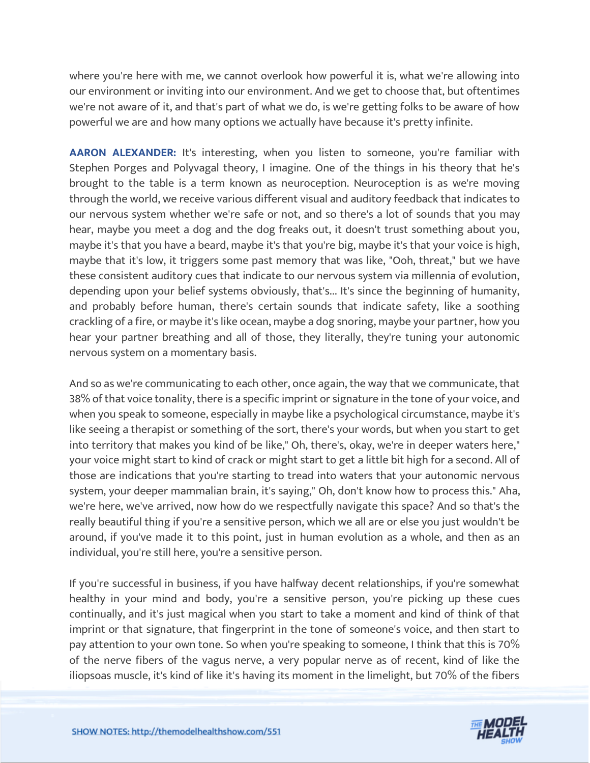where you're here with me, we cannot overlook how powerful it is, what we're allowing into our environment or inviting into our environment. And we get to choose that, but oftentimes we're not aware of it, and that's part of what we do, is we're getting folks to be aware of how powerful we are and how many options we actually have because it's pretty infinite.

**AARON ALEXANDER:** It's interesting, when you listen to someone, you're familiar with Stephen Porges and Polyvagal theory, I imagine. One of the things in his theory that he's brought to the table is a term known as neuroception. Neuroception is as we're moving through the world, we receive various different visual and auditory feedback that indicates to our nervous system whether we're safe or not, and so there's a lot of sounds that you may hear, maybe you meet a dog and the dog freaks out, it doesn't trust something about you, maybe it's that you have a beard, maybe it's that you're big, maybe it's that your voice is high, maybe that it's low, it triggers some past memory that was like, "Ooh, threat," but we have these consistent auditory cues that indicate to our nervous system via millennia of evolution, depending upon your belief systems obviously, that's... It's since the beginning of humanity, and probably before human, there's certain sounds that indicate safety, like a soothing crackling of a fire, or maybe it's like ocean, maybe a dog snoring, maybe your partner, how you hear your partner breathing and all of those, they literally, they're tuning your autonomic nervous system on a momentary basis.

And so as we're communicating to each other, once again, the way that we communicate, that 38% of that voice tonality, there is a specific imprint or signature in the tone of your voice, and when you speak to someone, especially in maybe like a psychological circumstance, maybe it's like seeing a therapist or something of the sort, there's your words, but when you start to get into territory that makes you kind of be like," Oh, there's, okay, we're in deeper waters here," your voice might start to kind of crack or might start to get a little bit high for a second. All of those are indications that you're starting to tread into waters that your autonomic nervous system, your deeper mammalian brain, it's saying," Oh, don't know how to process this." Aha, we're here, we've arrived, now how do we respectfully navigate this space? And so that's the really beautiful thing if you're a sensitive person, which we all are or else you just wouldn't be around, if you've made it to this point, just in human evolution as a whole, and then as an individual, you're still here, you're a sensitive person.

If you're successful in business, if you have halfway decent relationships, if you're somewhat healthy in your mind and body, you're a sensitive person, you're picking up these cues continually, and it's just magical when you start to take a moment and kind of think of that imprint or that signature, that fingerprint in the tone of someone's voice, and then start to pay attention to your own tone. So when you're speaking to someone, I think that this is 70% of the nerve fibers of the vagus nerve, a very popular nerve as of recent, kind of like the iliopsoas muscle, it's kind of like it's having its moment in the limelight, but 70% of the fibers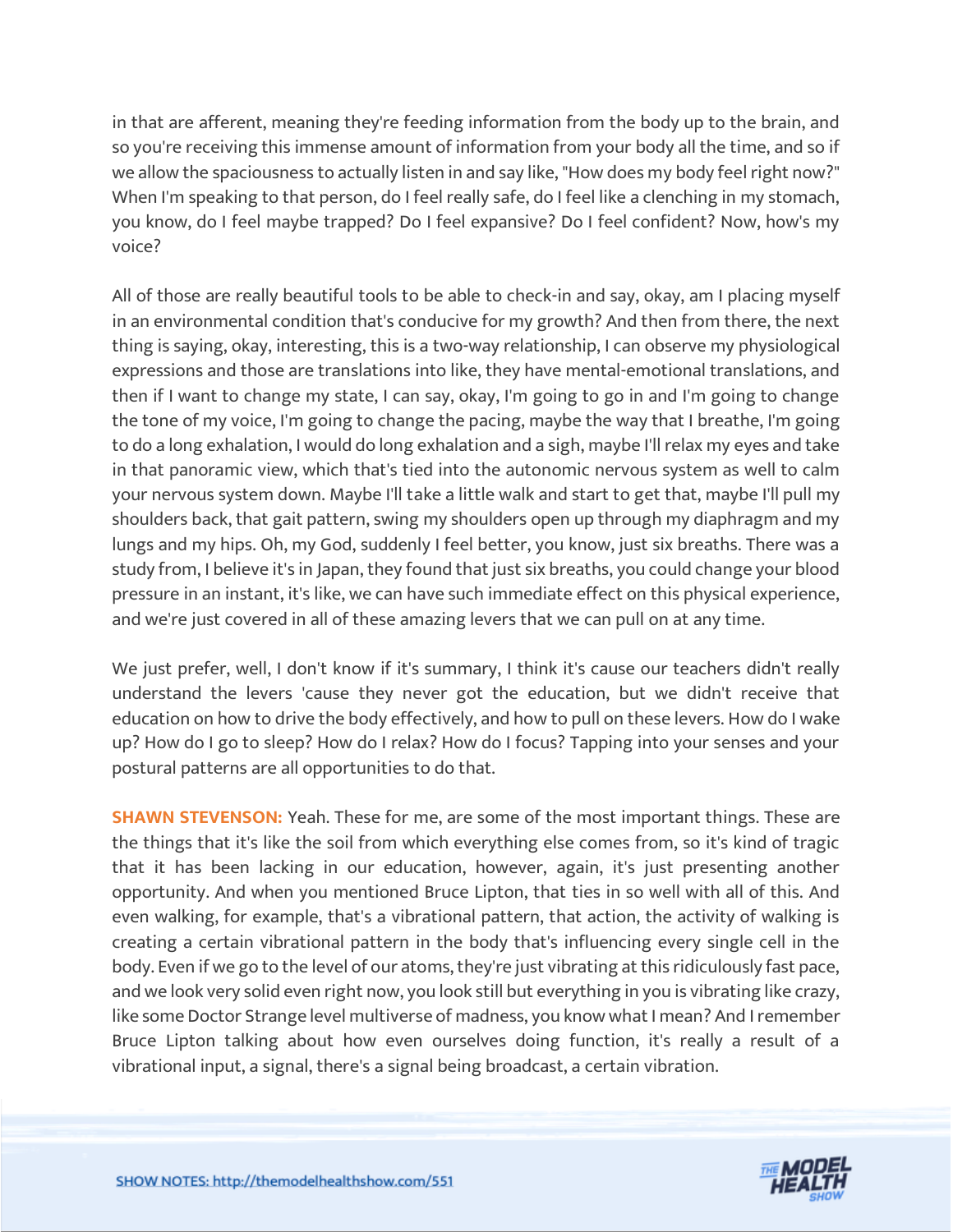in that are afferent, meaning they're feeding information from the body up to the brain, and so you're receiving this immense amount of information from your body all the time, and so if we allow the spaciousness to actually listen in and say like, "How does my body feel right now?" When I'm speaking to that person, do I feel really safe, do I feel like a clenching in my stomach, you know, do I feel maybe trapped? Do I feel expansive? Do I feel confident? Now, how's my voice?

All of those are really beautiful tools to be able to check-in and say, okay, am I placing myself in an environmental condition that's conducive for my growth? And then from there, the next thing is saying, okay, interesting, this is a two-way relationship, I can observe my physiological expressions and those are translations into like, they have mental-emotional translations, and then if I want to change my state, I can say, okay, I'm going to go in and I'm going to change the tone of my voice, I'm going to change the pacing, maybe the way that I breathe, I'm going to do a long exhalation, I would do long exhalation and a sigh, maybe I'll relax my eyes and take in that panoramic view, which that's tied into the autonomic nervous system as well to calm your nervous system down. Maybe I'll take a little walk and start to get that, maybe I'll pull my shoulders back, that gait pattern, swing my shoulders open up through my diaphragm and my lungs and my hips. Oh, my God, suddenly I feel better, you know, just six breaths. There was a study from, I believe it's in Japan, they found that just six breaths, you could change your blood pressure in an instant, it's like, we can have such immediate effect on this physical experience, and we're just covered in all of these amazing levers that we can pull on at any time.

We just prefer, well, I don't know if it's summary, I think it's cause our teachers didn't really understand the levers 'cause they never got the education, but we didn't receive that education on how to drive the body effectively, and how to pull on these levers. How do I wake up? How do I go to sleep? How do I relax? How do I focus? Tapping into your senses and your postural patterns are all opportunities to do that.

**SHAWN STEVENSON:** Yeah. These for me, are some of the most important things. These are the things that it's like the soil from which everything else comes from, so it's kind of tragic that it has been lacking in our education, however, again, it's just presenting another opportunity. And when you mentioned Bruce Lipton, that ties in so well with all of this. And even walking, for example, that's a vibrational pattern, that action, the activity of walking is creating a certain vibrational pattern in the body that's influencing every single cell in the body. Even if we go to the level of our atoms, they're just vibrating at this ridiculously fast pace, and we look very solid even right now, you look still but everything in you is vibrating like crazy, like some Doctor Strange level multiverse of madness, you know what I mean? And I remember Bruce Lipton talking about how even ourselves doing function, it's really a result of a vibrational input, a signal, there's a signal being broadcast, a certain vibration.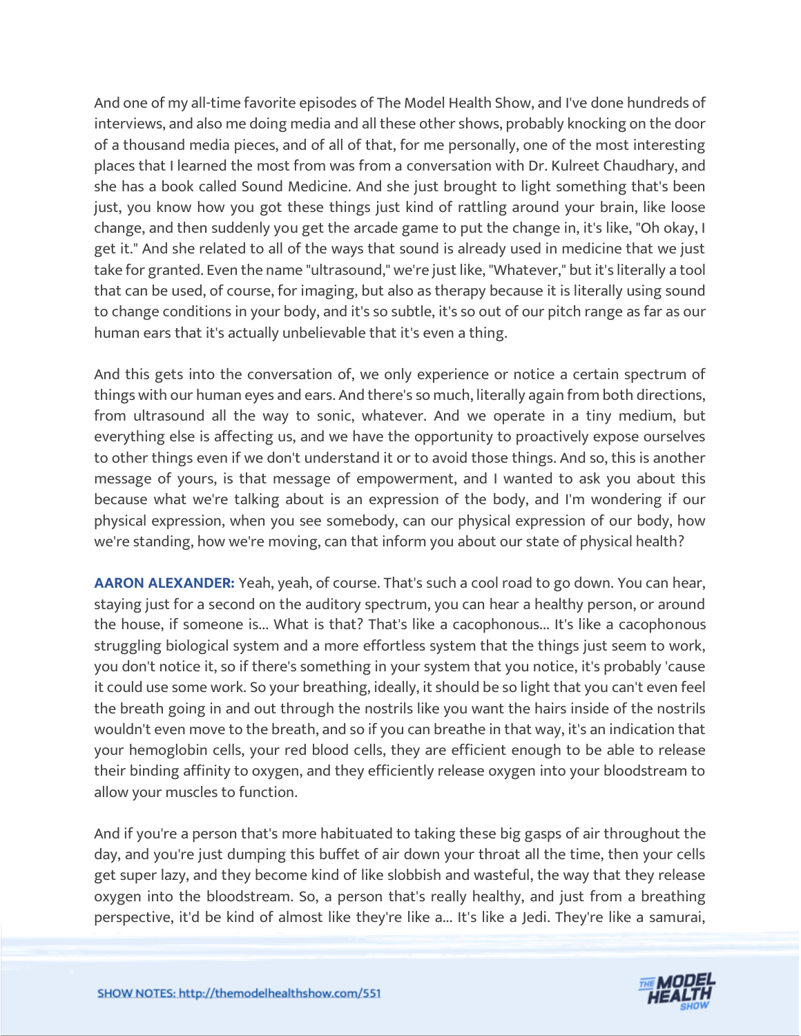And one of my all-time favorite episodes of The Model Health Show, and I've done hundreds of interviews, and also me doing media and all these other shows, probably knocking on the door of a thousand media pieces, and of all of that, for me personally, one of the most interesting places that I learned the most from was from a conversation with Dr. Kulreet Chaudhary, and she has a book called Sound Medicine. And she just brought to light something that's been just, you know how you got these things just kind of rattling around your brain, like loose change, and then suddenly you get the arcade game to put the change in, it's like, "Oh okay, I get it." And she related to all of the ways that sound is already used in medicine that we just take for granted. Even the name "ultrasound," we're just like, "Whatever," but it's literally a tool that can be used, of course, for imaging, but also as therapy because it is literally using sound to change conditions in your body, and it's so subtle, it's so out of our pitch range as far as our human ears that it's actually unbelievable that it's even a thing.

And this gets into the conversation of, we only experience or notice a certain spectrum of things with our human eyes and ears. And there's so much, literally again from both directions, from ultrasound all the way to sonic, whatever. And we operate in a tiny medium, but everything else is affecting us, and we have the opportunity to proactively expose ourselves to other things even if we don't understand it or to avoid those things. And so, this is another message of yours, is that message of empowerment, and I wanted to ask you about this because what we're talking about is an expression of the body, and I'm wondering if our physical expression, when you see somebody, can our physical expression of our body, how we're standing, how we're moving, can that inform you about our state of physical health?

**AARON ALEXANDER:** Yeah, yeah, of course. That's such a cool road to go down. You can hear, staying just for a second on the auditory spectrum, you can hear a healthy person, or around the house, if someone is... What is that? That's like a cacophonous... It's like a cacophonous struggling biological system and a more effortless system that the things just seem to work, you don't notice it, so if there's something in your system that you notice, it's probably 'cause it could use some work. So your breathing, ideally, it should be so light that you can't even feel the breath going in and out through the nostrils like you want the hairs inside of the nostrils wouldn't even move to the breath, and so if you can breathe in that way, it's an indication that your hemoglobin cells, your red blood cells, they are efficient enough to be able to release their binding affinity to oxygen, and they efficiently release oxygen into your bloodstream to allow your muscles to function.

And if you're a person that's more habituated to taking these big gasps of air throughout the day, and you're just dumping this buffet of air down your throat all the time, then your cells get super lazy, and they become kind of like slobbish and wasteful, the way that they release oxygen into the bloodstream. So, a person that's really healthy, and just from a breathing perspective, it'd be kind of almost like they're like a... It's like a Jedi. They're like a samurai,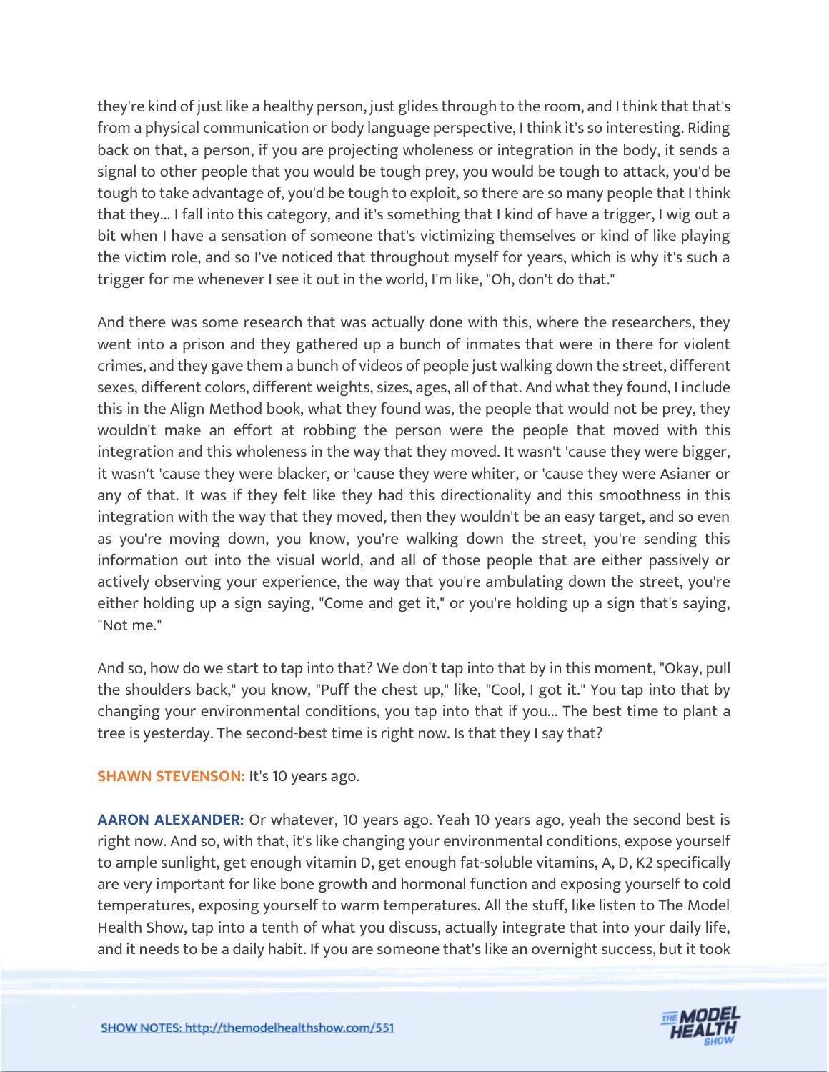they're kind of just like a healthy person, just glides through to the room, and I think that that's from a physical communication or body language perspective, I think it's so interesting. Riding back on that, a person, if you are projecting wholeness or integration in the body, it sends a signal to other people that you would be tough prey, you would be tough to attack, you'd be tough to take advantage of, you'd be tough to exploit, so there are so many people that I think that they... I fall into this category, and it's something that I kind of have a trigger, I wig out a bit when I have a sensation of someone that's victimizing themselves or kind of like playing the victim role, and so I've noticed that throughout myself for years, which is why it's such a trigger for me whenever I see it out in the world, I'm like, "Oh, don't do that."

And there was some research that was actually done with this, where the researchers, they went into a prison and they gathered up a bunch of inmates that were in there for violent crimes, and they gave them a bunch of videos of people just walking down the street, different sexes, different colors, different weights, sizes, ages, all of that. And what they found, I include this in the Align Method book, what they found was, the people that would not be prey, they wouldn't make an effort at robbing the person were the people that moved with this integration and this wholeness in the way that they moved. It wasn't 'cause they were bigger, it wasn't 'cause they were blacker, or 'cause they were whiter, or 'cause they were Asianer or any of that. It was if they felt like they had this directionality and this smoothness in this integration with the way that they moved, then they wouldn't be an easy target, and so even as you're moving down, you know, you're walking down the street, you're sending this information out into the visual world, and all of those people that are either passively or actively observing your experience, the way that you're ambulating down the street, you're either holding up a sign saying, "Come and get it," or you're holding up a sign that's saying, "Not me."

And so, how do we start to tap into that? We don't tap into that by in this moment, "Okay, pull the shoulders back," you know, "Puff the chest up," like, "Cool, I got it." You tap into that by changing your environmental conditions, you tap into that if you... The best time to plant a tree is yesterday. The second-best time is right now. Is that they I say that?

**SHAWN STEVENSON:** It's 10 years ago.

**AARON ALEXANDER:** Or whatever, 10 years ago. Yeah 10 years ago, yeah the second best is right now. And so, with that, it's like changing your environmental conditions, expose yourself to ample sunlight, get enough vitamin D, get enough fat-soluble vitamins, A, D, K2 specifically are very important for like bone growth and hormonal function and exposing yourself to cold temperatures, exposing yourself to warm temperatures. All the stuff, like listen to The Model Health Show, tap into a tenth of what you discuss, actually integrate that into your daily life, and it needs to be a daily habit. If you are someone that's like an overnight success, but it took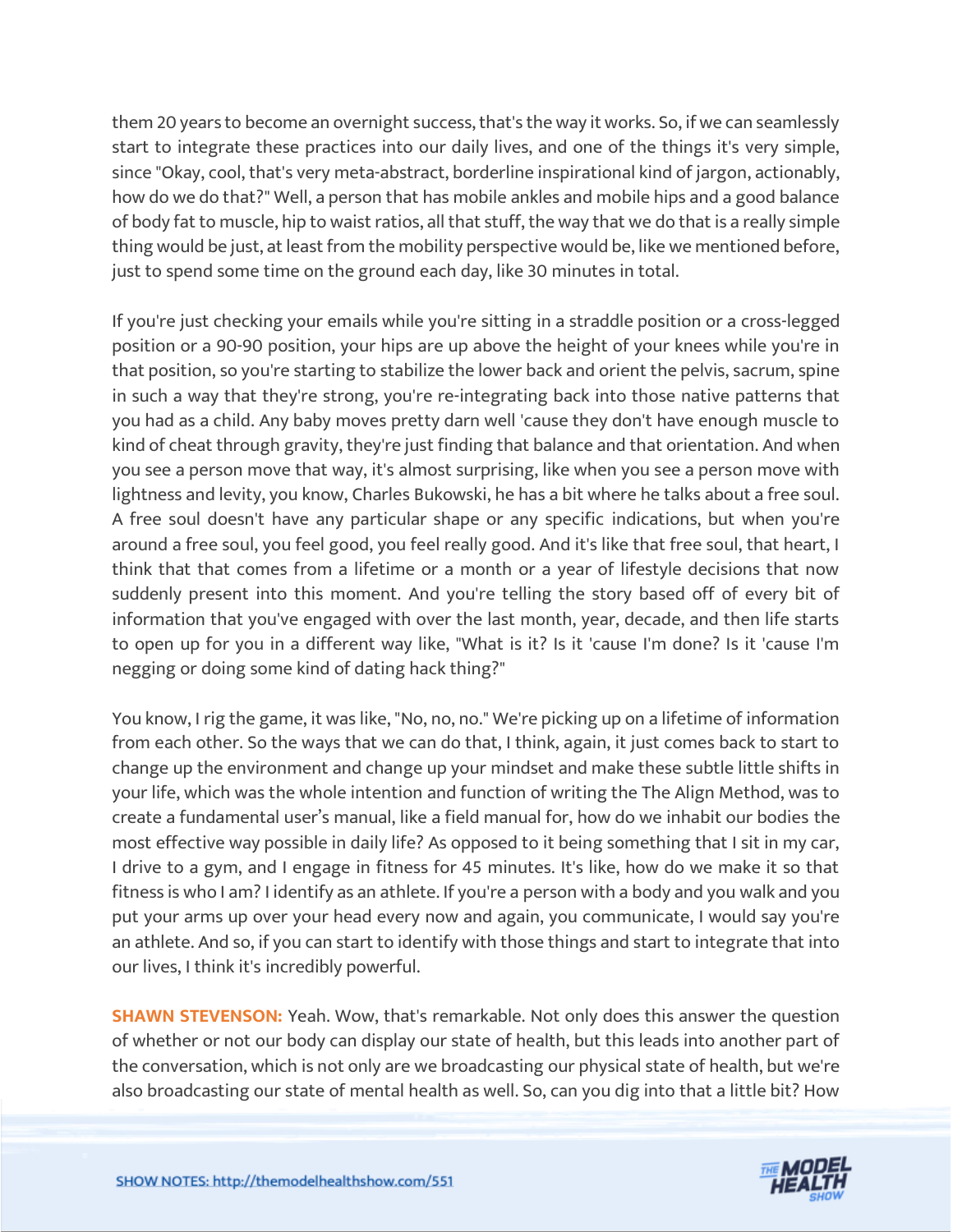them 20 years to become an overnight success, that's the way it works. So, if we can seamlessly start to integrate these practices into our daily lives, and one of the things it's very simple, since "Okay, cool, that's very meta-abstract, borderline inspirational kind of jargon, actionably, how do we do that?" Well, a person that has mobile ankles and mobile hips and a good balance of body fat to muscle, hip to waist ratios, all that stuff, the way that we do that is a really simple thing would be just, at least from the mobility perspective would be, like we mentioned before, just to spend some time on the ground each day, like 30 minutes in total.

If you're just checking your emails while you're sitting in a straddle position or a cross-legged position or a 90-90 position, your hips are up above the height of your knees while you're in that position, so you're starting to stabilize the lower back and orient the pelvis, sacrum, spine in such a way that they're strong, you're re-integrating back into those native patterns that you had as a child. Any baby moves pretty darn well 'cause they don't have enough muscle to kind of cheat through gravity, they're just finding that balance and that orientation. And when you see a person move that way, it's almost surprising, like when you see a person move with lightness and levity, you know, Charles Bukowski, he has a bit where he talks about a free soul. A free soul doesn't have any particular shape or any specific indications, but when you're around a free soul, you feel good, you feel really good. And it's like that free soul, that heart, I think that that comes from a lifetime or a month or a year of lifestyle decisions that now suddenly present into this moment. And you're telling the story based off of every bit of information that you've engaged with over the last month, year, decade, and then life starts to open up for you in a different way like, "What is it? Is it 'cause I'm done? Is it 'cause I'm negging or doing some kind of dating hack thing?"

You know, I rig the game, it was like, "No, no, no." We're picking up on a lifetime of information from each other. So the ways that we can do that, I think, again, it just comes back to start to change up the environment and change up your mindset and make these subtle little shifts in your life, which was the whole intention and function of writing the The Align Method, was to create a fundamental user's manual, like a field manual for, how do we inhabit our bodies the most effective way possible in daily life? As opposed to it being something that I sit in my car, I drive to a gym, and I engage in fitness for 45 minutes. It's like, how do we make it so that fitness is who I am? I identify as an athlete. If you're a person with a body and you walk and you put your arms up over your head every now and again, you communicate, I would say you're an athlete. And so, if you can start to identify with those things and start to integrate that into our lives, I think it's incredibly powerful.

**SHAWN STEVENSON:** Yeah. Wow, that's remarkable. Not only does this answer the question of whether or not our body can display our state of health, but this leads into another part of the conversation, which is not only are we broadcasting our physical state of health, but we're also broadcasting our state of mental health as well. So, can you dig into that a little bit? How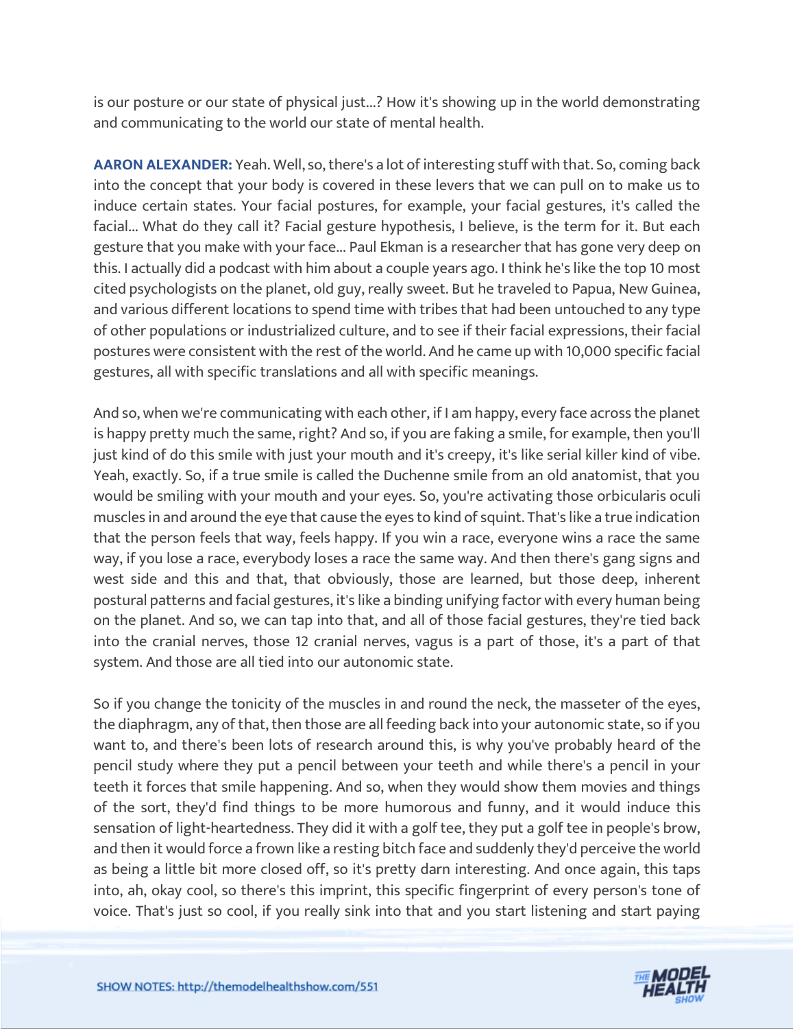is our posture or our state of physical just...? How it's showing up in the world demonstrating and communicating to the world our state of mental health.

**AARON ALEXANDER:** Yeah. Well, so, there's a lot of interesting stuff with that. So, coming back into the concept that your body is covered in these levers that we can pull on to make us to induce certain states. Your facial postures, for example, your facial gestures, it's called the facial... What do they call it? Facial gesture hypothesis, I believe, is the term for it. But each gesture that you make with your face... Paul Ekman is a researcher that has gone very deep on this. I actually did a podcast with him about a couple years ago. I think he's like the top 10 most cited psychologists on the planet, old guy, really sweet. But he traveled to Papua, New Guinea, and various different locations to spend time with tribes that had been untouched to any type of other populations or industrialized culture, and to see if their facial expressions, their facial postures were consistent with the rest of the world. And he came up with 10,000 specific facial gestures, all with specific translations and all with specific meanings.

And so, when we're communicating with each other, if I am happy, every face across the planet is happy pretty much the same, right? And so, if you are faking a smile, for example, then you'll just kind of do this smile with just your mouth and it's creepy, it's like serial killer kind of vibe. Yeah, exactly. So, if a true smile is called the Duchenne smile from an old anatomist, that you would be smiling with your mouth and your eyes. So, you're activating those orbicularis oculi muscles in and around the eye that cause the eyes to kind of squint. That's like a true indication that the person feels that way, feels happy. If you win a race, everyone wins a race the same way, if you lose a race, everybody loses a race the same way. And then there's gang signs and west side and this and that, that obviously, those are learned, but those deep, inherent postural patterns and facial gestures, it's like a binding unifying factor with every human being on the planet. And so, we can tap into that, and all of those facial gestures, they're tied back into the cranial nerves, those 12 cranial nerves, vagus is a part of those, it's a part of that system. And those are all tied into our autonomic state.

So if you change the tonicity of the muscles in and round the neck, the masseter of the eyes, the diaphragm, any of that, then those are all feeding back into your autonomic state, so if you want to, and there's been lots of research around this, is why you've probably heard of the pencil study where they put a pencil between your teeth and while there's a pencil in your teeth it forces that smile happening. And so, when they would show them movies and things of the sort, they'd find things to be more humorous and funny, and it would induce this sensation of light-heartedness. They did it with a golf tee, they put a golf tee in people's brow, and then it would force a frown like a resting bitch face and suddenly they'd perceive the world as being a little bit more closed off, so it's pretty darn interesting. And once again, this taps into, ah, okay cool, so there's this imprint, this specific fingerprint of every person's tone of voice. That's just so cool, if you really sink into that and you start listening and start paying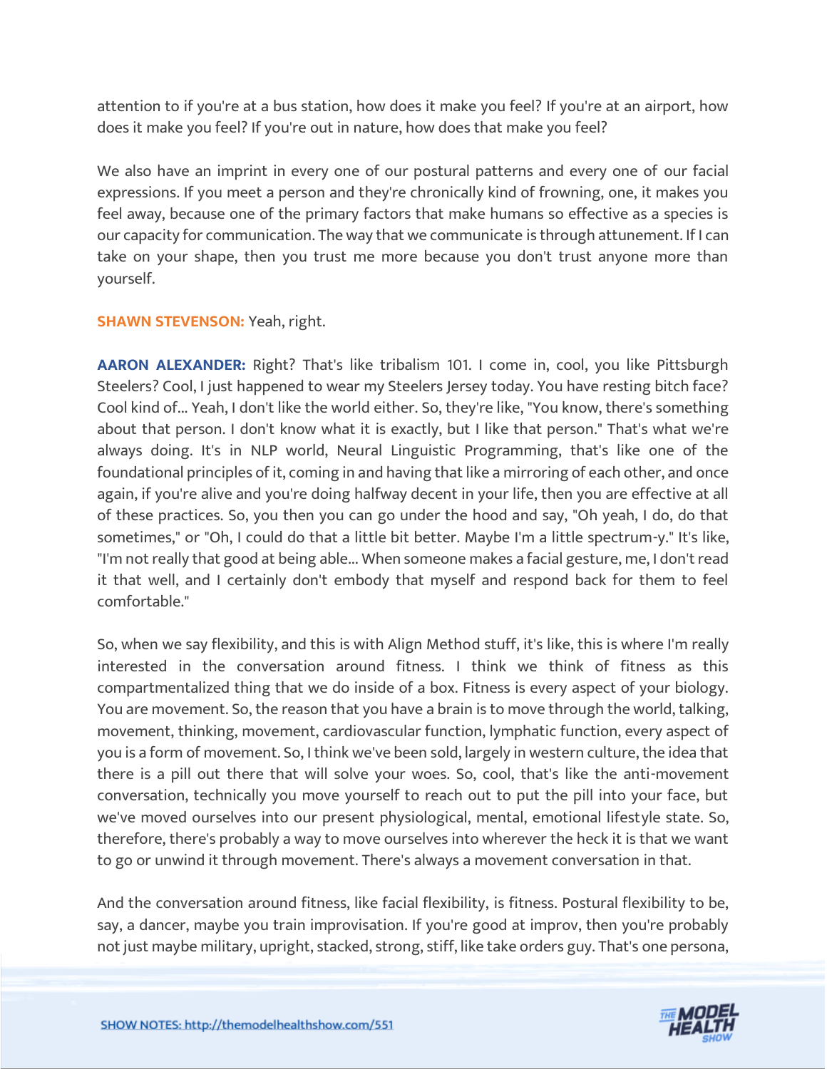attention to if you're at a bus station, how does it make you feel? If you're at an airport, how does it make you feel? If you're out in nature, how does that make you feel?

We also have an imprint in every one of our postural patterns and every one of our facial expressions. If you meet a person and they're chronically kind of frowning, one, it makes you feel away, because one of the primary factors that make humans so effective as a species is our capacity for communication. The way that we communicate is through attunement. If I can take on your shape, then you trust me more because you don't trust anyone more than yourself.

**SHAWN STEVENSON:** Yeah, right.

**AARON ALEXANDER:** Right? That's like tribalism 101. I come in, cool, you like Pittsburgh Steelers? Cool, I just happened to wear my Steelers Jersey today. You have resting bitch face? Cool kind of... Yeah, I don't like the world either. So, they're like, "You know, there's something about that person. I don't know what it is exactly, but I like that person." That's what we're always doing. It's in NLP world, Neural Linguistic Programming, that's like one of the foundational principles of it, coming in and having that like a mirroring of each other, and once again, if you're alive and you're doing halfway decent in your life, then you are effective at all of these practices. So, you then you can go under the hood and say, "Oh yeah, I do, do that sometimes," or "Oh, I could do that a little bit better. Maybe I'm a little spectrum-y." It's like, "I'm not really that good at being able... When someone makes a facial gesture, me, I don't read it that well, and I certainly don't embody that myself and respond back for them to feel comfortable."

So, when we say flexibility, and this is with Align Method stuff, it's like, this is where I'm really interested in the conversation around fitness. I think we think of fitness as this compartmentalized thing that we do inside of a box. Fitness is every aspect of your biology. You are movement. So, the reason that you have a brain is to move through the world, talking, movement, thinking, movement, cardiovascular function, lymphatic function, every aspect of you is a form of movement. So, I think we've been sold, largely in western culture, the idea that there is a pill out there that will solve your woes. So, cool, that's like the anti-movement conversation, technically you move yourself to reach out to put the pill into your face, but we've moved ourselves into our present physiological, mental, emotional lifestyle state. So, therefore, there's probably a way to move ourselves into wherever the heck it is that we want to go or unwind it through movement. There's always a movement conversation in that.

And the conversation around fitness, like facial flexibility, is fitness. Postural flexibility to be, say, a dancer, maybe you train improvisation. If you're good at improv, then you're probably not just maybe military, upright, stacked, strong, stiff, like take orders guy. That's one persona,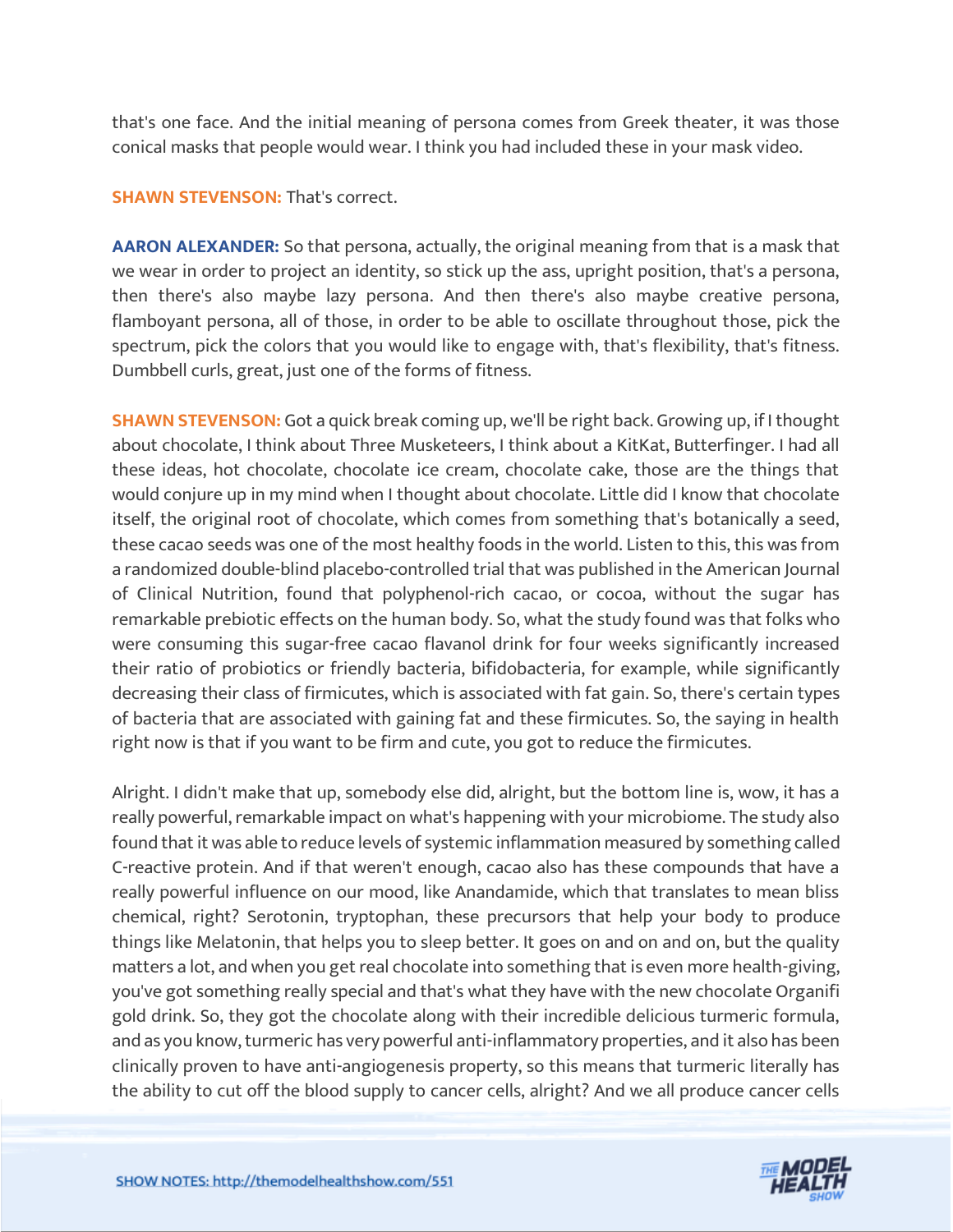that's one face. And the initial meaning of persona comes from Greek theater, it was those conical masks that people would wear. I think you had included these in your mask video.

**SHAWN STEVENSON:** That's correct.

**AARON ALEXANDER:** So that persona, actually, the original meaning from that is a mask that we wear in order to project an identity, so stick up the ass, upright position, that's a persona, then there's also maybe lazy persona. And then there's also maybe creative persona, flamboyant persona, all of those, in order to be able to oscillate throughout those, pick the spectrum, pick the colors that you would like to engage with, that's flexibility, that's fitness. Dumbbell curls, great, just one of the forms of fitness.

**SHAWN STEVENSON:** Got a quick break coming up, we'll be right back. Growing up, if I thought about chocolate, I think about Three Musketeers, I think about a KitKat, Butterfinger. I had all these ideas, hot chocolate, chocolate ice cream, chocolate cake, those are the things that would conjure up in my mind when I thought about chocolate. Little did I know that chocolate itself, the original root of chocolate, which comes from something that's botanically a seed, these cacao seeds was one of the most healthy foods in the world. Listen to this, this was from a randomized double-blind placebo-controlled trial that was published in the American Journal of Clinical Nutrition, found that polyphenol-rich cacao, or cocoa, without the sugar has remarkable prebiotic effects on the human body. So, what the study found was that folks who were consuming this sugar-free cacao flavanol drink for four weeks significantly increased their ratio of probiotics or friendly bacteria, bifidobacteria, for example, while significantly decreasing their class of firmicutes, which is associated with fat gain. So, there's certain types of bacteria that are associated with gaining fat and these firmicutes. So, the saying in health right now is that if you want to be firm and cute, you got to reduce the firmicutes.

Alright. I didn't make that up, somebody else did, alright, but the bottom line is, wow, it has a really powerful, remarkable impact on what's happening with your microbiome. The study also found that it was able to reduce levels of systemic inflammation measured by something called C-reactive protein. And if that weren't enough, cacao also has these compounds that have a really powerful influence on our mood, like Anandamide, which that translates to mean bliss chemical, right? Serotonin, tryptophan, these precursors that help your body to produce things like Melatonin, that helps you to sleep better. It goes on and on and on, but the quality matters a lot, and when you get real chocolate into something that is even more health-giving, you've got something really special and that's what they have with the new chocolate Organifi gold drink. So, they got the chocolate along with their incredible delicious turmeric formula, and as you know, turmeric has very powerful anti-inflammatory properties, and it also has been clinically proven to have anti-angiogenesis property, so this means that turmeric literally has the ability to cut off the blood supply to cancer cells, alright? And we all produce cancer cells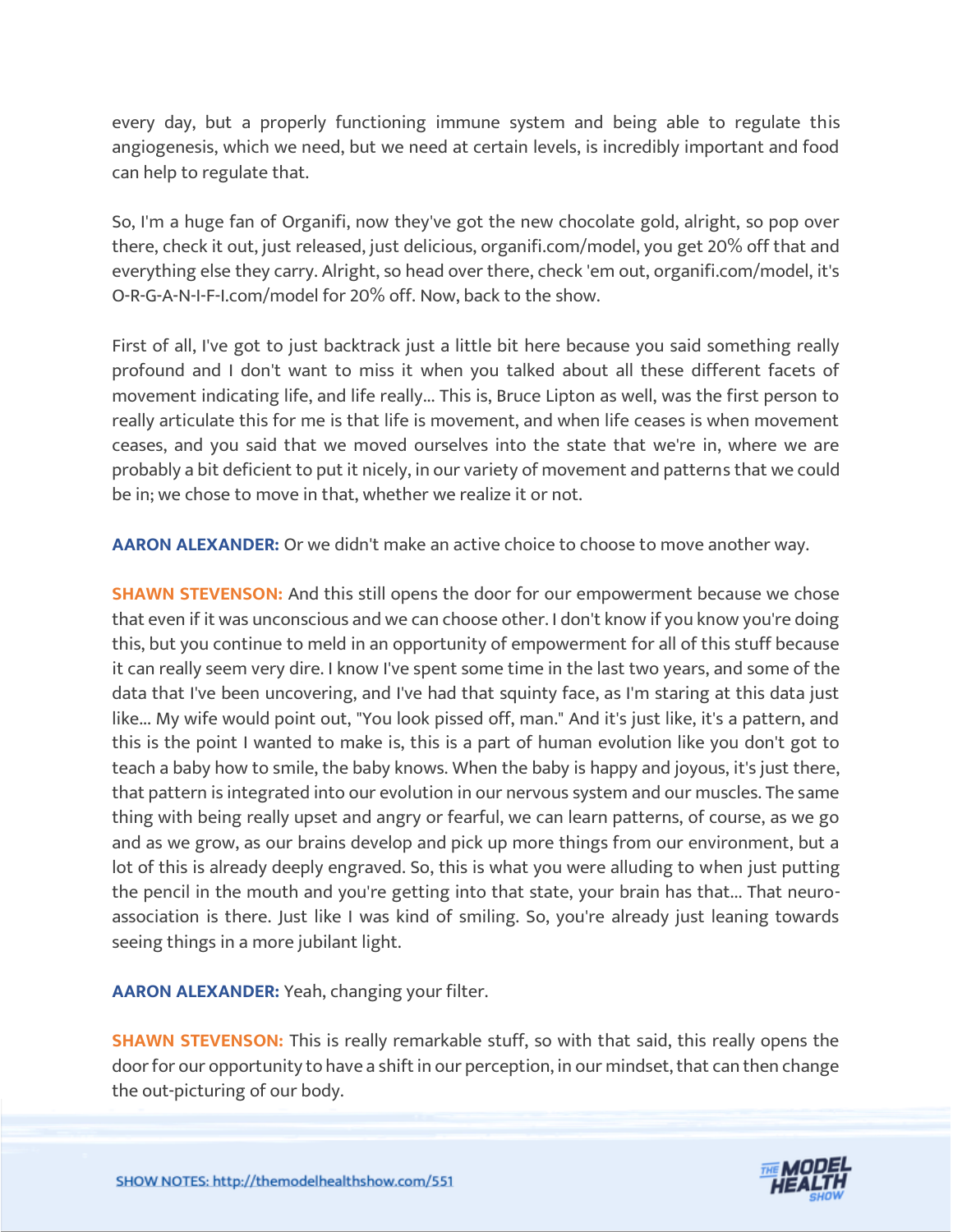every day, but a properly functioning immune system and being able to regulate this angiogenesis, which we need, but we need at certain levels, is incredibly important and food can help to regulate that.

So, I'm a huge fan of Organifi, now they've got the new chocolate gold, alright, so pop over there, check it out, just released, just delicious, organifi.com/model, you get 20% off that and everything else they carry. Alright, so head over there, check 'em out, organifi.com/model, it's O-R-G-A-N-I-F-I.com/model for 20% off. Now, back to the show.

First of all, I've got to just backtrack just a little bit here because you said something really profound and I don't want to miss it when you talked about all these different facets of movement indicating life, and life really... This is, Bruce Lipton as well, was the first person to really articulate this for me is that life is movement, and when life ceases is when movement ceases, and you said that we moved ourselves into the state that we're in, where we are probably a bit deficient to put it nicely, in our variety of movement and patterns that we could be in; we chose to move in that, whether we realize it or not.

**AARON ALEXANDER:** Or we didn't make an active choice to choose to move another way.

**SHAWN STEVENSON:** And this still opens the door for our empowerment because we chose that even if it was unconscious and we can choose other. I don't know if you know you're doing this, but you continue to meld in an opportunity of empowerment for all of this stuff because it can really seem very dire. I know I've spent some time in the last two years, and some of the data that I've been uncovering, and I've had that squinty face, as I'm staring at this data just like... My wife would point out, "You look pissed off, man." And it's just like, it's a pattern, and this is the point I wanted to make is, this is a part of human evolution like you don't got to teach a baby how to smile, the baby knows. When the baby is happy and joyous, it's just there, that pattern is integrated into our evolution in our nervous system and our muscles. The same thing with being really upset and angry or fearful, we can learn patterns, of course, as we go and as we grow, as our brains develop and pick up more things from our environment, but a lot of this is already deeply engraved. So, this is what you were alluding to when just putting the pencil in the mouth and you're getting into that state, your brain has that... That neuro-association is there. Just like I was kind of smiling. So, you're already just leaning towards seeing things in a more jubilant light.

**AARON ALEXANDER:** Yeah, changing your filter.

**SHAWN STEVENSON:** This is really remarkable stuff, so with that said, this really opens the door for our opportunity to have a shift in our perception, in our mindset, that can then change the out-picturing of our body.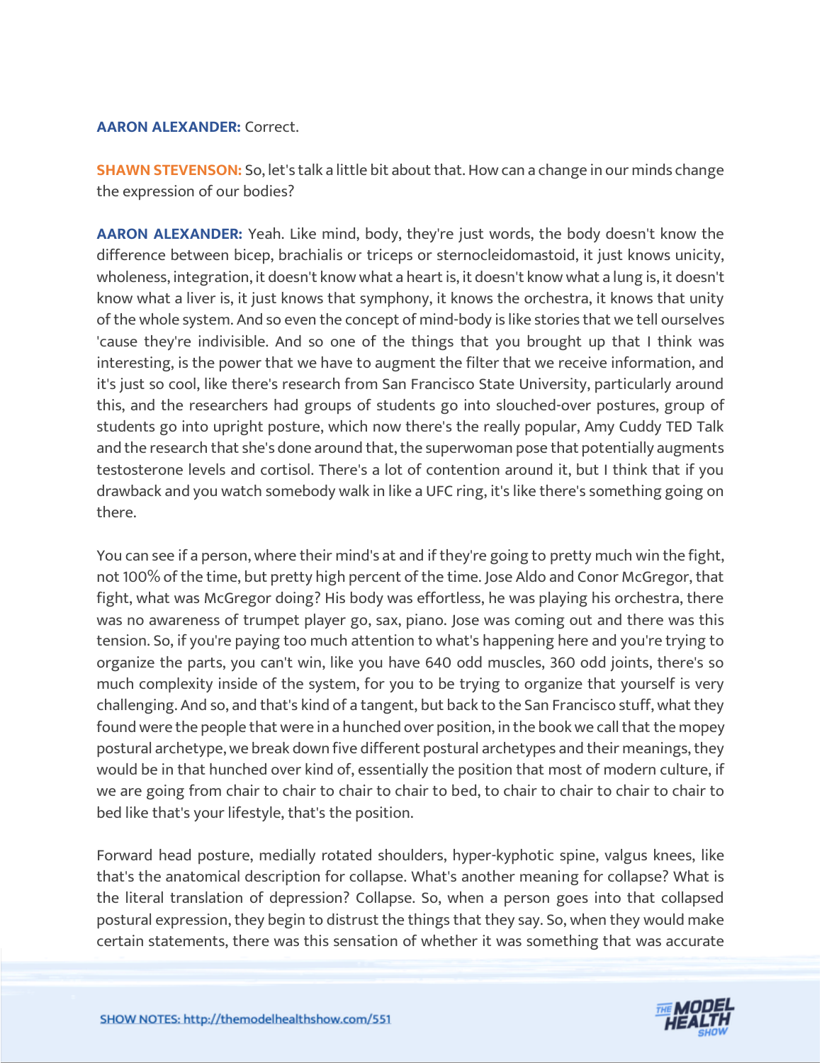**AARON ALEXANDER:** Correct.

**SHAWN STEVENSON:** So, let's talk a little bit about that. How can a change in our minds change the expression of our bodies?

**AARON ALEXANDER:** Yeah. Like mind, body, they're just words, the body doesn't know the difference between bicep, brachialis or triceps or sternocleidomastoid, it just knows unicity, wholeness, integration, it doesn't know what a heart is, it doesn't know what a lung is, it doesn't know what a liver is, it just knows that symphony, it knows the orchestra, it knows that unity of the whole system. And so even the concept of mind-body is like stories that we tell ourselves 'cause they're indivisible. And so one of the things that you brought up that I think was interesting, is the power that we have to augment the filter that we receive information, and it's just so cool, like there's research from San Francisco State University, particularly around this, and the researchers had groups of students go into slouched-over postures, group of students go into upright posture, which now there's the really popular, Amy Cuddy TED Talk and the research that she's done around that, the superwoman pose that potentially augments testosterone levels and cortisol. There's a lot of contention around it, but I think that if you drawback and you watch somebody walk in like a UFC ring, it's like there's something going on there.

You can see if a person, where their mind's at and if they're going to pretty much win the fight, not 100% of the time, but pretty high percent of the time. Jose Aldo and Conor McGregor, that fight, what was McGregor doing? His body was effortless, he was playing his orchestra, there was no awareness of trumpet player go, sax, piano. Jose was coming out and there was this tension. So, if you're paying too much attention to what's happening here and you're trying to organize the parts, you can't win, like you have 640 odd muscles, 360 odd joints, there's so much complexity inside of the system, for you to be trying to organize that yourself is very challenging. And so, and that's kind of a tangent, but back to the San Francisco stuff, what they found were the people that were in a hunched over position, in the book we call that the mopey postural archetype, we break down five different postural archetypes and their meanings, they would be in that hunched over kind of, essentially the position that most of modern culture, if we are going from chair to chair to chair to chair to bed, to chair to chair to chair to chair to bed like that's your lifestyle, that's the position.

Forward head posture, medially rotated shoulders, hyper-kyphotic spine, valgus knees, like that's the anatomical description for collapse. What's another meaning for collapse? What is the literal translation of depression? Collapse. So, when a person goes into that collapsed postural expression, they begin to distrust the things that they say. So, when they would make certain statements, there was this sensation of whether it was something that was accurate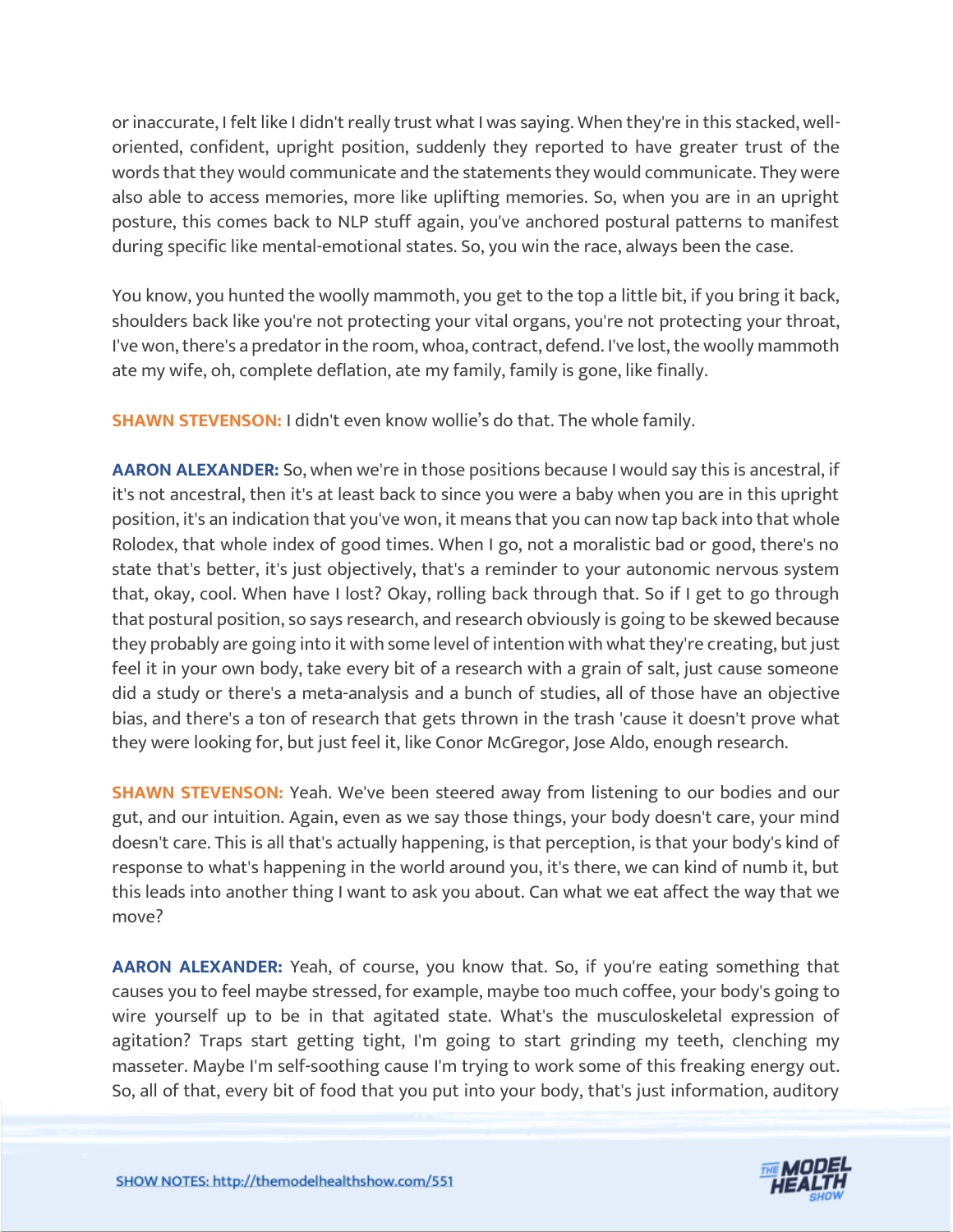or inaccurate, I felt like I didn't really trust what I was saying. When they're in this stacked, well-oriented, confident, upright position, suddenly they reported to have greater trust of the words that they would communicate and the statements they would communicate. They were also able to access memories, more like uplifting memories. So, when you are in an upright posture, this comes back to NLP stuff again, you've anchored postural patterns to manifest during specific like mental-emotional states. So, you win the race, always been the case.

You know, you hunted the woolly mammoth, you get to the top a little bit, if you bring it back, shoulders back like you're not protecting your vital organs, you're not protecting your throat, I've won, there's a predator in the room, whoa, contract, defend. I've lost, the woolly mammoth ate my wife, oh, complete deflation, ate my family, family is gone, like finally.

**SHAWN STEVENSON:** I didn't even know wollie's do that. The whole family.

**AARON ALEXANDER:** So, when we're in those positions because I would say this is ancestral, if it's not ancestral, then it's at least back to since you were a baby when you are in this upright position, it's an indication that you've won, it means that you can now tap back into that whole Rolodex, that whole index of good times. When I go, not a moralistic bad or good, there's no state that's better, it's just objectively, that's a reminder to your autonomic nervous system that, okay, cool. When have I lost? Okay, rolling back through that. So if I get to go through that postural position, so says research, and research obviously is going to be skewed because they probably are going into it with some level of intention with what they're creating, but just feel it in your own body, take every bit of a research with a grain of salt, just cause someone did a study or there's a meta-analysis and a bunch of studies, all of those have an objective bias, and there's a ton of research that gets thrown in the trash 'cause it doesn't prove what they were looking for, but just feel it, like Conor McGregor, Jose Aldo, enough research.

**SHAWN STEVENSON:** Yeah. We've been steered away from listening to our bodies and our gut, and our intuition. Again, even as we say those things, your body doesn't care, your mind doesn't care. This is all that's actually happening, is that perception, is that your body's kind of response to what's happening in the world around you, it's there, we can kind of numb it, but this leads into another thing I want to ask you about. Can what we eat affect the way that we move?

**AARON ALEXANDER:** Yeah, of course, you know that. So, if you're eating something that causes you to feel maybe stressed, for example, maybe too much coffee, your body's going to wire yourself up to be in that agitated state. What's the musculoskeletal expression of agitation? Traps start getting tight, I'm going to start grinding my teeth, clenching my masseter. Maybe I'm self-soothing cause I'm trying to work some of this freaking energy out. So, all of that, every bit of food that you put into your body, that's just information, auditory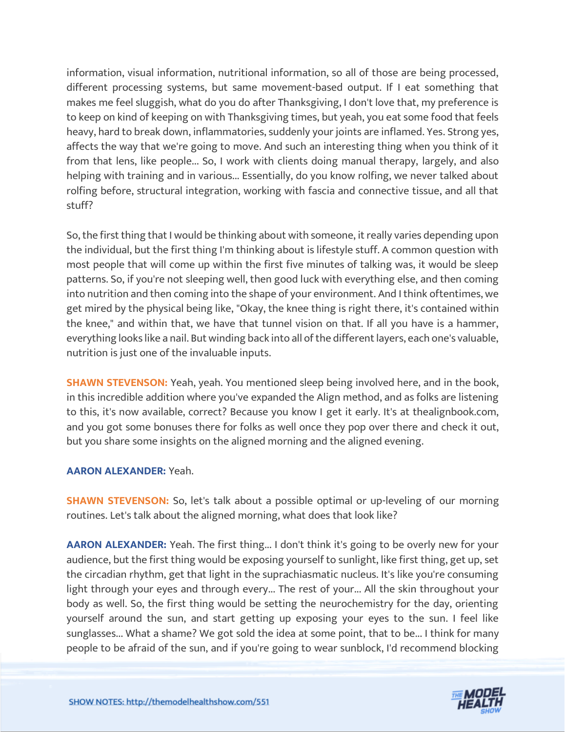information, visual information, nutritional information, so all of those are being processed, different processing systems, but same movement-based output. If I eat something that makes me feel sluggish, what do you do after Thanksgiving, I don't love that, my preference is to keep on kind of keeping on with Thanksgiving times, but yeah, you eat some food that feels heavy, hard to break down, inflammatories, suddenly your joints are inflamed. Yes. Strong yes, affects the way that we're going to move. And such an interesting thing when you think of it from that lens, like people... So, I work with clients doing manual therapy, largely, and also helping with training and in various... Essentially, do you know rolfing, we never talked about rolfing before, structural integration, working with fascia and connective tissue, and all that stuff?

So, the first thing that I would be thinking about with someone, it really varies depending upon the individual, but the first thing I'm thinking about is lifestyle stuff. A common question with most people that will come up within the first five minutes of talking was, it would be sleep patterns. So, if you're not sleeping well, then good luck with everything else, and then coming into nutrition and then coming into the shape of your environment. And I think oftentimes, we get mired by the physical being like, "Okay, the knee thing is right there, it's contained within the knee," and within that, we have that tunnel vision on that. If all you have is a hammer, everything looks like a nail. But winding back into all of the different layers, each one's valuable, nutrition is just one of the invaluable inputs.

**SHAWN STEVENSON:** Yeah, yeah. You mentioned sleep being involved here, and in the book, in this incredible addition where you've expanded the Align method, and as folks are listening to this, it's now available, correct? Because you know I get it early. It's at thealignbook.com, and you got some bonuses there for folks as well once they pop over there and check it out, but you share some insights on the aligned morning and the aligned evening.

**AARON ALEXANDER:** Yeah.

**SHAWN STEVENSON:** So, let's talk about a possible optimal or up-leveling of our morning routines. Let's talk about the aligned morning, what does that look like?

**AARON ALEXANDER:** Yeah. The first thing... I don't think it's going to be overly new for your audience, but the first thing would be exposing yourself to sunlight, like first thing, get up, set the circadian rhythm, get that light in the suprachiasmatic nucleus. It's like you're consuming light through your eyes and through every... The rest of your... All the skin throughout your body as well. So, the first thing would be setting the neurochemistry for the day, orienting yourself around the sun, and start getting up exposing your eyes to the sun. I feel like sunglasses... What a shame? We got sold the idea at some point, that to be... I think for many people to be afraid of the sun, and if you're going to wear sunblock, I'd recommend blocking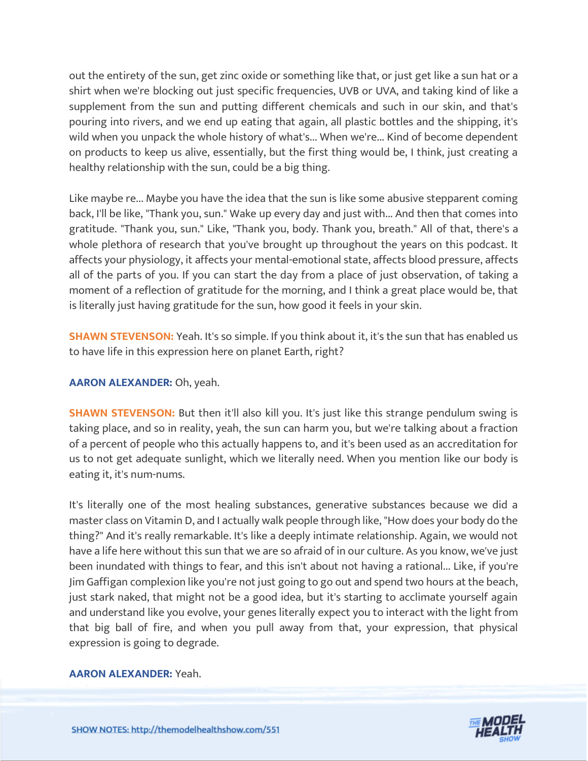out the entirety of the sun, get zinc oxide or something like that, or just get like a sun hat or a shirt when we're blocking out just specific frequencies, UVB or UVA, and taking kind of like a supplement from the sun and putting different chemicals and such in our skin, and that's pouring into rivers, and we end up eating that again, all plastic bottles and the shipping, it's wild when you unpack the whole history of what's... When we're... Kind of become dependent on products to keep us alive, essentially, but the first thing would be, I think, just creating a healthy relationship with the sun, could be a big thing.

Like maybe re... Maybe you have the idea that the sun is like some abusive stepparent coming back, I'll be like, "Thank you, sun." Wake up every day and just with... And then that comes into gratitude. "Thank you, sun." Like, "Thank you, body. Thank you, breath." All of that, there's a whole plethora of research that you've brought up throughout the years on this podcast. It affects your physiology, it affects your mental-emotional state, affects blood pressure, affects all of the parts of you. If you can start the day from a place of just observation, of taking a moment of a reflection of gratitude for the morning, and I think a great place would be, that is literally just having gratitude for the sun, how good it feels in your skin.

**SHAWN STEVENSON:** Yeah. It's so simple. If you think about it, it's the sun that has enabled us to have life in this expression here on planet Earth, right?

**AARON ALEXANDER:** Oh, yeah.

**SHAWN STEVENSON:** But then it'll also kill you. It's just like this strange pendulum swing is taking place, and so in reality, yeah, the sun can harm you, but we're talking about a fraction of a percent of people who this actually happens to, and it's been used as an accreditation for us to not get adequate sunlight, which we literally need. When you mention like our body is eating it, it's num-nums.

It's literally one of the most healing substances, generative substances because we did a master class on Vitamin D, and I actually walk people through like, "How does your body do the thing?" And it's really remarkable. It's like a deeply intimate relationship. Again, we would not have a life here without this sun that we are so afraid of in our culture. As you know, we've just been inundated with things to fear, and this isn't about not having a rational... Like, if you're Jim Gaffigan complexion like you're not just going to go out and spend two hours at the beach, just stark naked, that might not be a good idea, but it's starting to acclimate yourself again and understand like you evolve, your genes literally expect you to interact with the light from that big ball of fire, and when you pull away from that, your expression, that physical expression is going to degrade.

**AARON ALEXANDER:** Yeah.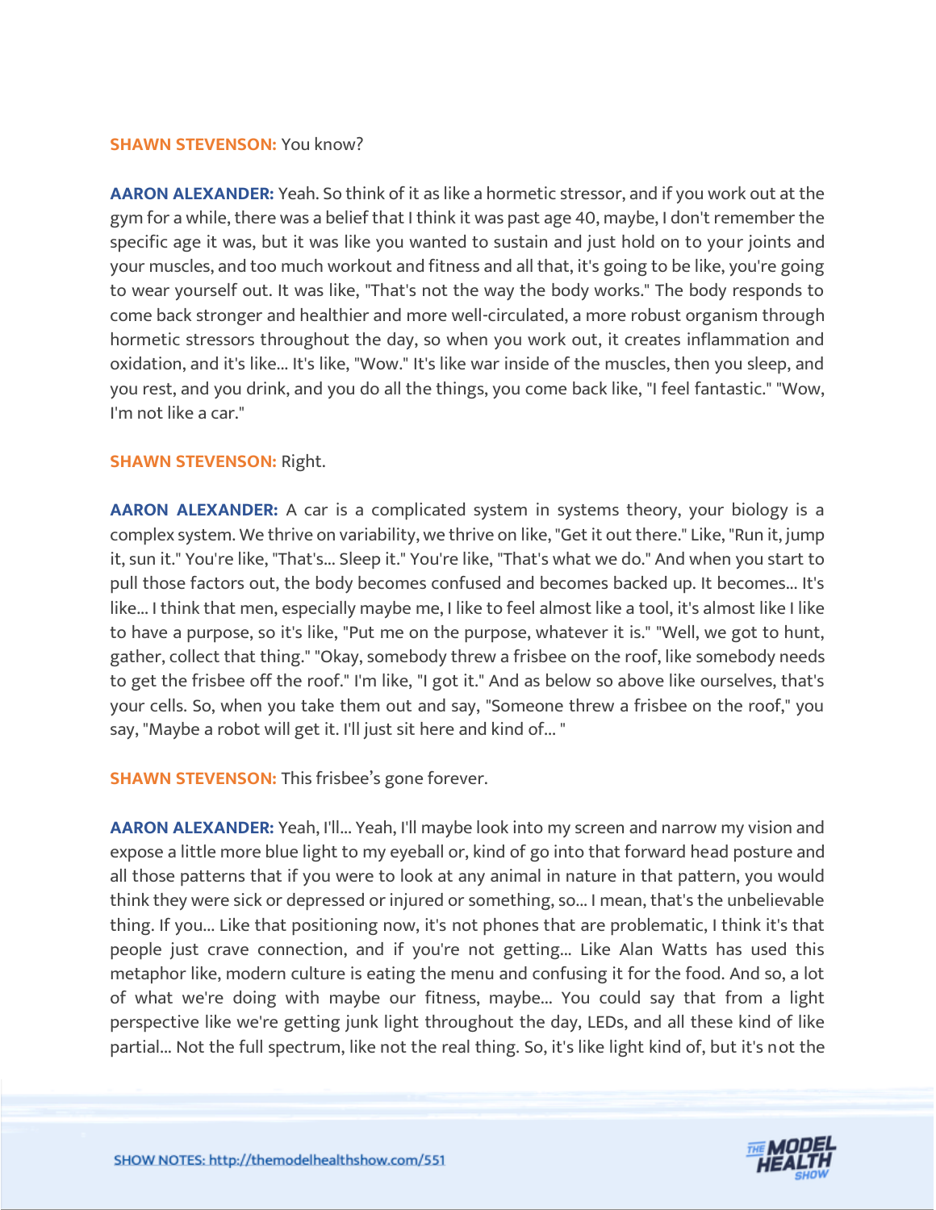**SHAWN STEVENSON:** You know?

**AARON ALEXANDER:** Yeah. So think of it as like a hormetic stressor, and if you work out at the gym for a while, there was a belief that I think it was past age 40, maybe, I don't remember the specific age it was, but it was like you wanted to sustain and just hold on to your joints and your muscles, and too much workout and fitness and all that, it's going to be like, you're going to wear yourself out. It was like, "That's not the way the body works." The body responds to come back stronger and healthier and more well-circulated, a more robust organism through hormetic stressors throughout the day, so when you work out, it creates inflammation and oxidation, and it's like... It's like, "Wow." It's like war inside of the muscles, then you sleep, and you rest, and you drink, and you do all the things, you come back like, "I feel fantastic." "Wow, I'm not like a car."

**SHAWN STEVENSON:** Right.

**AARON ALEXANDER:** A car is a complicated system in systems theory, your biology is a complex system. We thrive on variability, we thrive on like, "Get it out there." Like, "Run it, jump it, sun it." You're like, "That's... Sleep it." You're like, "That's what we do." And when you start to pull those factors out, the body becomes confused and becomes backed up. It becomes... It's like... I think that men, especially maybe me, I like to feel almost like a tool, it's almost like I like to have a purpose, so it's like, "Put me on the purpose, whatever it is." "Well, we got to hunt, gather, collect that thing." "Okay, somebody threw a frisbee on the roof, like somebody needs to get the frisbee off the roof." I'm like, "I got it." And as below so above like ourselves, that's your cells. So, when you take them out and say, "Someone threw a frisbee on the roof," you say, "Maybe a robot will get it. I'll just sit here and kind of... "

**SHAWN STEVENSON:** This frisbee's gone forever.

**AARON ALEXANDER:** Yeah, I'll... Yeah, I'll maybe look into my screen and narrow my vision and expose a little more blue light to my eyeball or, kind of go into that forward head posture and all those patterns that if you were to look at any animal in nature in that pattern, you would think they were sick or depressed or injured or something, so... I mean, that's the unbelievable thing. If you... Like that positioning now, it's not phones that are problematic, I think it's that people just crave connection, and if you're not getting... Like Alan Watts has used this metaphor like, modern culture is eating the menu and confusing it for the food. And so, a lot of what we're doing with maybe our fitness, maybe... You could say that from a light perspective like we're getting junk light throughout the day, LEDs, and all these kind of like partial... Not the full spectrum, like not the real thing. So, it's like light kind of, but it's not the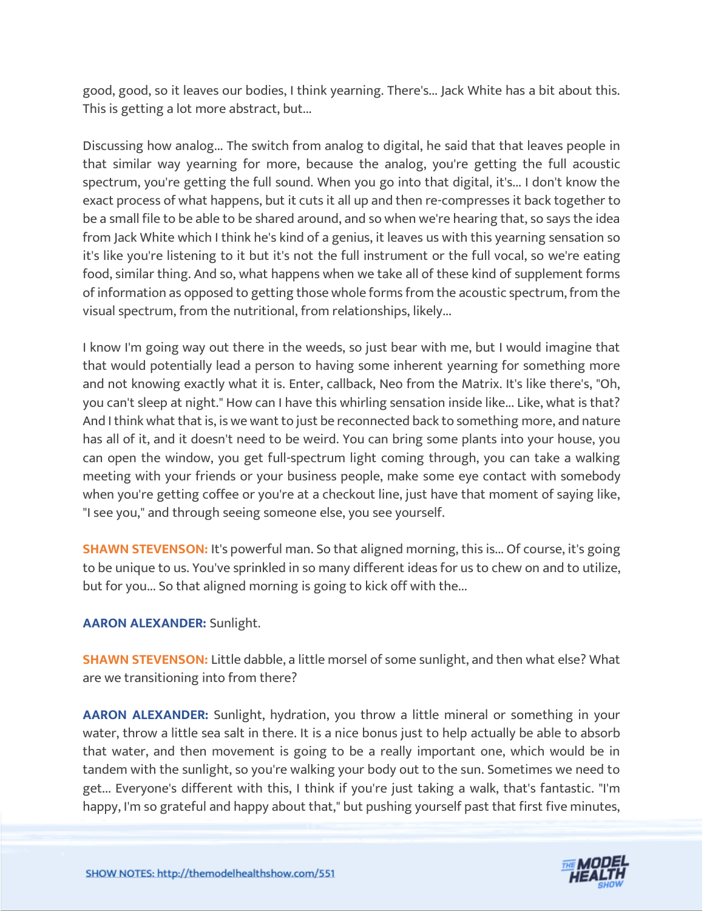good, good, so it leaves our bodies, I think yearning. There's... Jack White has a bit about this. This is getting a lot more abstract, but...

Discussing how analog... The switch from analog to digital, he said that that leaves people in that similar way yearning for more, because the analog, you're getting the full acoustic spectrum, you're getting the full sound. When you go into that digital, it's... I don't know the exact process of what happens, but it cuts it all up and then re-compresses it back together to be a small file to be able to be shared around, and so when we're hearing that, so says the idea from Jack White which I think he's kind of a genius, it leaves us with this yearning sensation so it's like you're listening to it but it's not the full instrument or the full vocal, so we're eating food, similar thing. And so, what happens when we take all of these kind of supplement forms of information as opposed to getting those whole forms from the acoustic spectrum, from the visual spectrum, from the nutritional, from relationships, likely...

I know I'm going way out there in the weeds, so just bear with me, but I would imagine that that would potentially lead a person to having some inherent yearning for something more and not knowing exactly what it is. Enter, callback, Neo from the Matrix. It's like there's, "Oh, you can't sleep at night." How can I have this whirling sensation inside like... Like, what is that? And I think what that is, is we want to just be reconnected back to something more, and nature has all of it, and it doesn't need to be weird. You can bring some plants into your house, you can open the window, you get full-spectrum light coming through, you can take a walking meeting with your friends or your business people, make some eye contact with somebody when you're getting coffee or you're at a checkout line, just have that moment of saying like, "I see you," and through seeing someone else, you see yourself.

**SHAWN STEVENSON:** It's powerful man. So that aligned morning, this is... Of course, it's going to be unique to us. You've sprinkled in so many different ideas for us to chew on and to utilize, but for you... So that aligned morning is going to kick off with the...

**AARON ALEXANDER:** Sunlight.

**SHAWN STEVENSON:** Little dabble, a little morsel of some sunlight, and then what else? What are we transitioning into from there?

**AARON ALEXANDER:** Sunlight, hydration, you throw a little mineral or something in your water, throw a little sea salt in there. It is a nice bonus just to help actually be able to absorb that water, and then movement is going to be a really important one, which would be in tandem with the sunlight, so you're walking your body out to the sun. Sometimes we need to get... Everyone's different with this, I think if you're just taking a walk, that's fantastic. "I'm happy, I'm so grateful and happy about that," but pushing yourself past that first five minutes,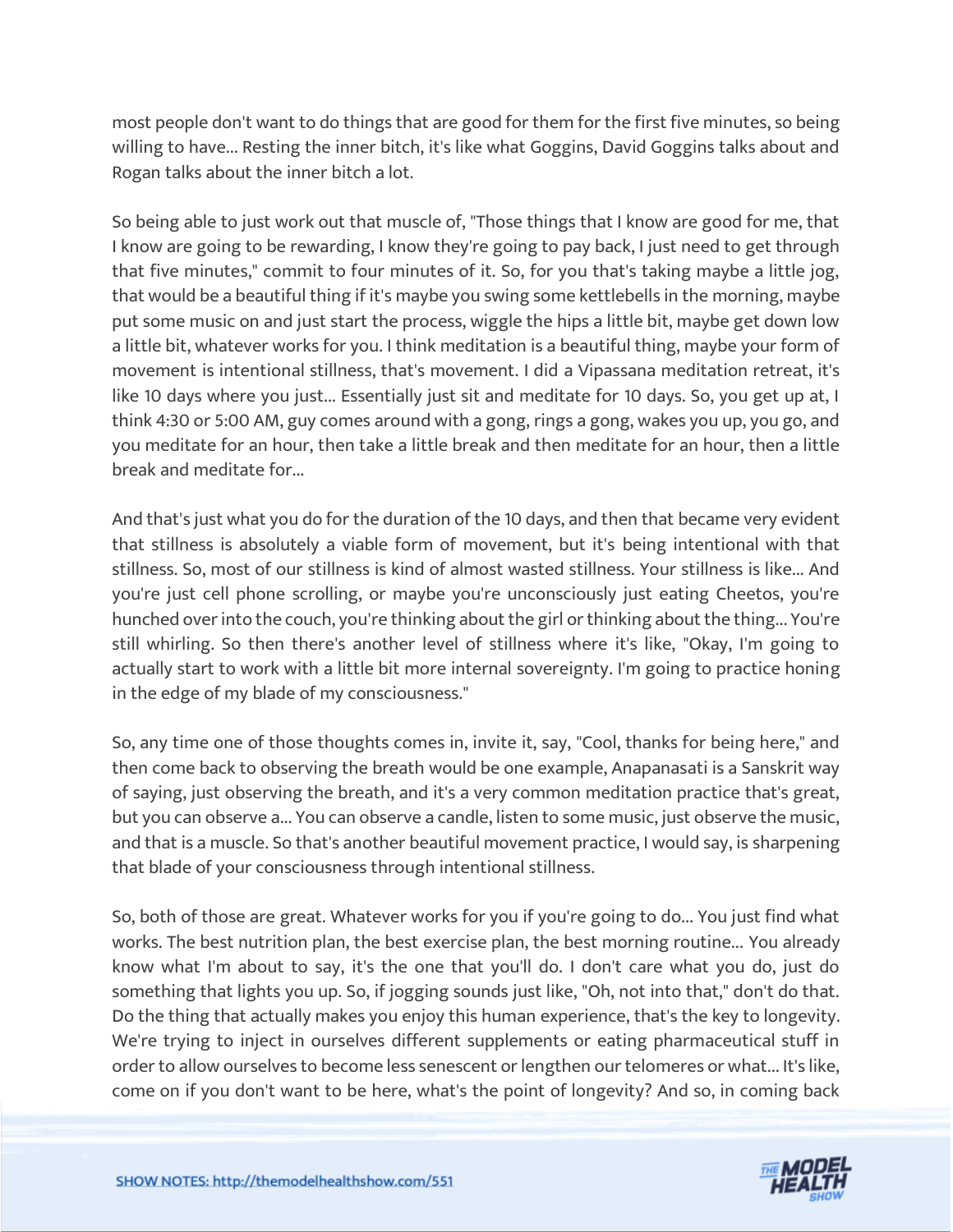most people don't want to do things that are good for them for the first five minutes, so being willing to have... Resting the inner bitch, it's like what Goggins, David Goggins talks about and Rogan talks about the inner bitch a lot.

So being able to just work out that muscle of, "Those things that I know are good for me, that I know are going to be rewarding, I know they're going to pay back, I just need to get through that five minutes," commit to four minutes of it. So, for you that's taking maybe a little jog, that would be a beautiful thing if it's maybe you swing some kettlebells in the morning, maybe put some music on and just start the process, wiggle the hips a little bit, maybe get down low a little bit, whatever works for you. I think meditation is a beautiful thing, maybe your form of movement is intentional stillness, that's movement. I did a Vipassana meditation retreat, it's like 10 days where you just... Essentially just sit and meditate for 10 days. So, you get up at, I think 4:30 or 5:00 AM, guy comes around with a gong, rings a gong, wakes you up, you go, and you meditate for an hour, then take a little break and then meditate for an hour, then a little break and meditate for...

And that's just what you do for the duration of the 10 days, and then that became very evident that stillness is absolutely a viable form of movement, but it's being intentional with that stillness. So, most of our stillness is kind of almost wasted stillness. Your stillness is like... And you're just cell phone scrolling, or maybe you're unconsciously just eating Cheetos, you're hunched over into the couch, you're thinking about the girl or thinking about the thing... You're still whirling. So then there's another level of stillness where it's like, "Okay, I'm going to actually start to work with a little bit more internal sovereignty. I'm going to practice honing in the edge of my blade of my consciousness."

So, any time one of those thoughts comes in, invite it, say, "Cool, thanks for being here," and then come back to observing the breath would be one example, Anapanasati is a Sanskrit way of saying, just observing the breath, and it's a very common meditation practice that's great, but you can observe a... You can observe a candle, listen to some music, just observe the music, and that is a muscle. So that's another beautiful movement practice, I would say, is sharpening that blade of your consciousness through intentional stillness.

So, both of those are great. Whatever works for you if you're going to do... You just find what works. The best nutrition plan, the best exercise plan, the best morning routine... You already know what I'm about to say, it's the one that you'll do. I don't care what you do, just do something that lights you up. So, if jogging sounds just like, "Oh, not into that," don't do that. Do the thing that actually makes you enjoy this human experience, that's the key to longevity. We're trying to inject in ourselves different supplements or eating pharmaceutical stuff in order to allow ourselves to become less senescent or lengthen our telomeres or what... It's like, come on if you don't want to be here, what's the point of longevity? And so, in coming back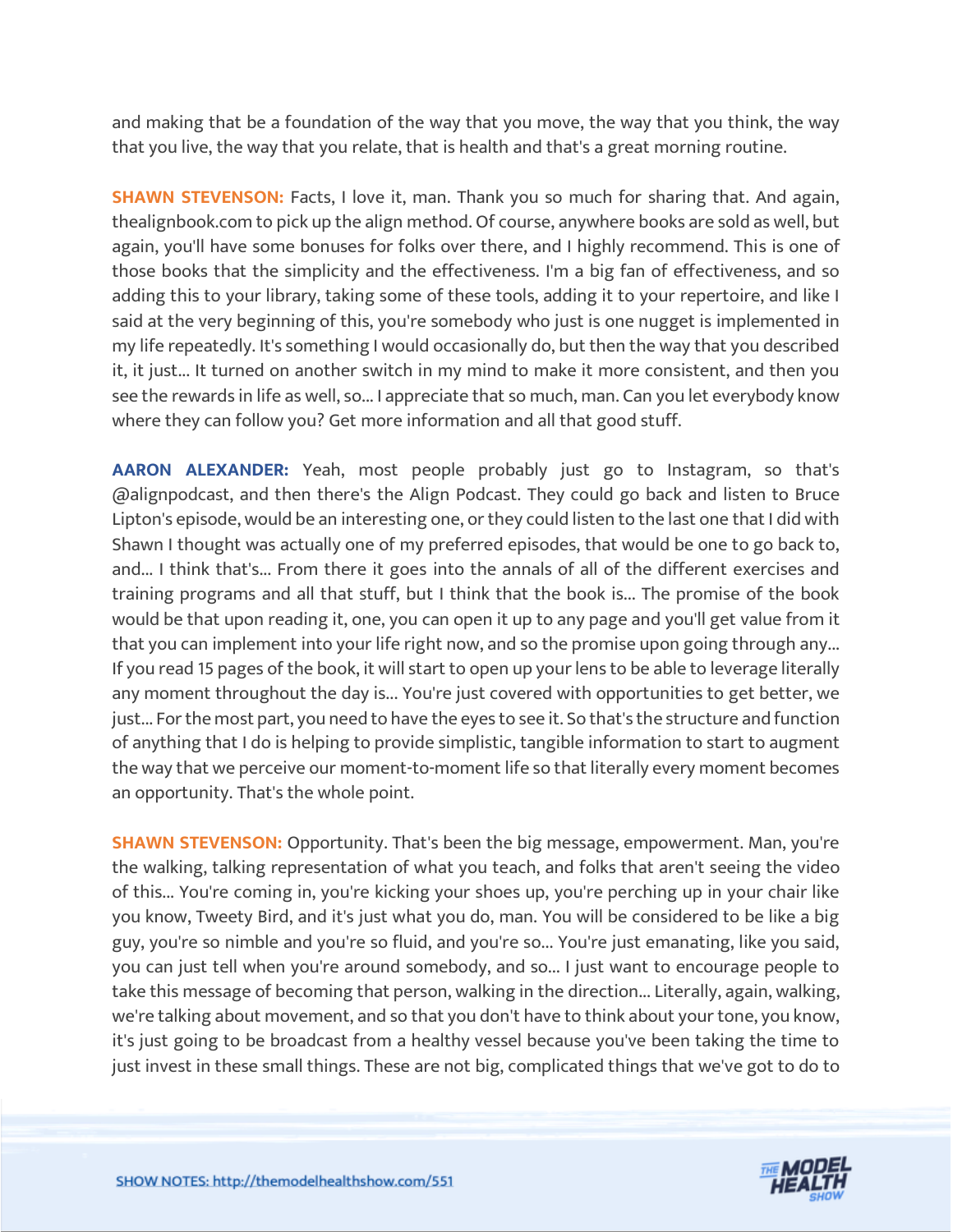and making that be a foundation of the way that you move, the way that you think, the way that you live, the way that you relate, that is health and that's a great morning routine.

**SHAWN STEVENSON:** Facts, I love it, man. Thank you so much for sharing that. And again, thealignbook.com to pick up the align method. Of course, anywhere books are sold as well, but again, you'll have some bonuses for folks over there, and I highly recommend. This is one of those books that the simplicity and the effectiveness. I'm a big fan of effectiveness, and so adding this to your library, taking some of these tools, adding it to your repertoire, and like I said at the very beginning of this, you're somebody who just is one nugget is implemented in my life repeatedly. It's something I would occasionally do, but then the way that you described it, it just... It turned on another switch in my mind to make it more consistent, and then you see the rewards in life as well, so... I appreciate that so much, man. Can you let everybody know where they can follow you? Get more information and all that good stuff.

**AARON ALEXANDER:** Yeah, most people probably just go to Instagram, so that's @alignpodcast, and then there's the Align Podcast. They could go back and listen to Bruce Lipton's episode, would be an interesting one, or they could listen to the last one that I did with Shawn I thought was actually one of my preferred episodes, that would be one to go back to, and... I think that's... From there it goes into the annals of all of the different exercises and training programs and all that stuff, but I think that the book is... The promise of the book would be that upon reading it, one, you can open it up to any page and you'll get value from it that you can implement into your life right now, and so the promise upon going through any... If you read 15 pages of the book, it will start to open up your lens to be able to leverage literally any moment throughout the day is... You're just covered with opportunities to get better, we just... For the most part, you need to have the eyes to see it. So that's the structure and function of anything that I do is helping to provide simplistic, tangible information to start to augment the way that we perceive our moment-to-moment life so that literally every moment becomes an opportunity. That's the whole point.

**SHAWN STEVENSON:** Opportunity. That's been the big message, empowerment. Man, you're the walking, talking representation of what you teach, and folks that aren't seeing the video of this... You're coming in, you're kicking your shoes up, you're perching up in your chair like you know, Tweety Bird, and it's just what you do, man. You will be considered to be like a big guy, you're so nimble and you're so fluid, and you're so... You're just emanating, like you said, you can just tell when you're around somebody, and so... I just want to encourage people to take this message of becoming that person, walking in the direction... Literally, again, walking, we're talking about movement, and so that you don't have to think about your tone, you know, it's just going to be broadcast from a healthy vessel because you've been taking the time to just invest in these small things. These are not big, complicated things that we've got to do to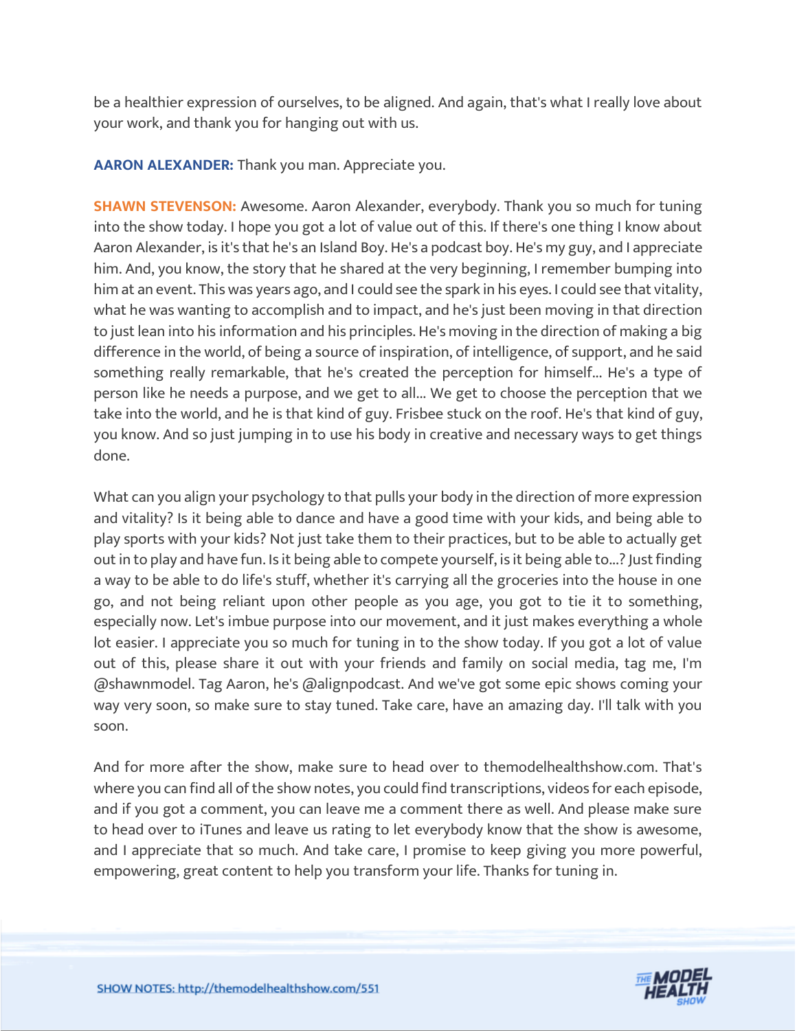be a healthier expression of ourselves, to be aligned. And again, that's what I really love about your work, and thank you for hanging out with us.

**AARON ALEXANDER:** Thank you man. Appreciate you.

**SHAWN STEVENSON:** Awesome. Aaron Alexander, everybody. Thank you so much for tuning into the show today. I hope you got a lot of value out of this. If there's one thing I know about Aaron Alexander, is it's that he's an Island Boy. He's a podcast boy. He's my guy, and I appreciate him. And, you know, the story that he shared at the very beginning, I remember bumping into him at an event. This was years ago, and I could see the spark in his eyes. I could see that vitality, what he was wanting to accomplish and to impact, and he's just been moving in that direction to just lean into his information and his principles. He's moving in the direction of making a big difference in the world, of being a source of inspiration, of intelligence, of support, and he said something really remarkable, that he's created the perception for himself... He's a type of person like he needs a purpose, and we get to all... We get to choose the perception that we take into the world, and he is that kind of guy. Frisbee stuck on the roof. He's that kind of guy, you know. And so just jumping in to use his body in creative and necessary ways to get things done.

What can you align your psychology to that pulls your body in the direction of more expression and vitality? Is it being able to dance and have a good time with your kids, and being able to play sports with your kids? Not just take them to their practices, but to be able to actually get out in to play and have fun. Is it being able to compete yourself, is it being able to...? Just finding a way to be able to do life's stuff, whether it's carrying all the groceries into the house in one go, and not being reliant upon other people as you age, you got to tie it to something, especially now. Let's imbue purpose into our movement, and it just makes everything a whole lot easier. I appreciate you so much for tuning in to the show today. If you got a lot of value out of this, please share it out with your friends and family on social media, tag me, I'm @shawnmodel. Tag Aaron, he's @alignpodcast. And we've got some epic shows coming your way very soon, so make sure to stay tuned. Take care, have an amazing day. I'll talk with you soon.

And for more after the show, make sure to head over to themodelhealthshow.com. That's where you can find all of the show notes, you could find transcriptions, videos for each episode, and if you got a comment, you can leave me a comment there as well. And please make sure to head over to iTunes and leave us rating to let everybody know that the show is awesome, and I appreciate that so much. And take care, I promise to keep giving you more powerful, empowering, great content to help you transform your life. Thanks for tuning in.